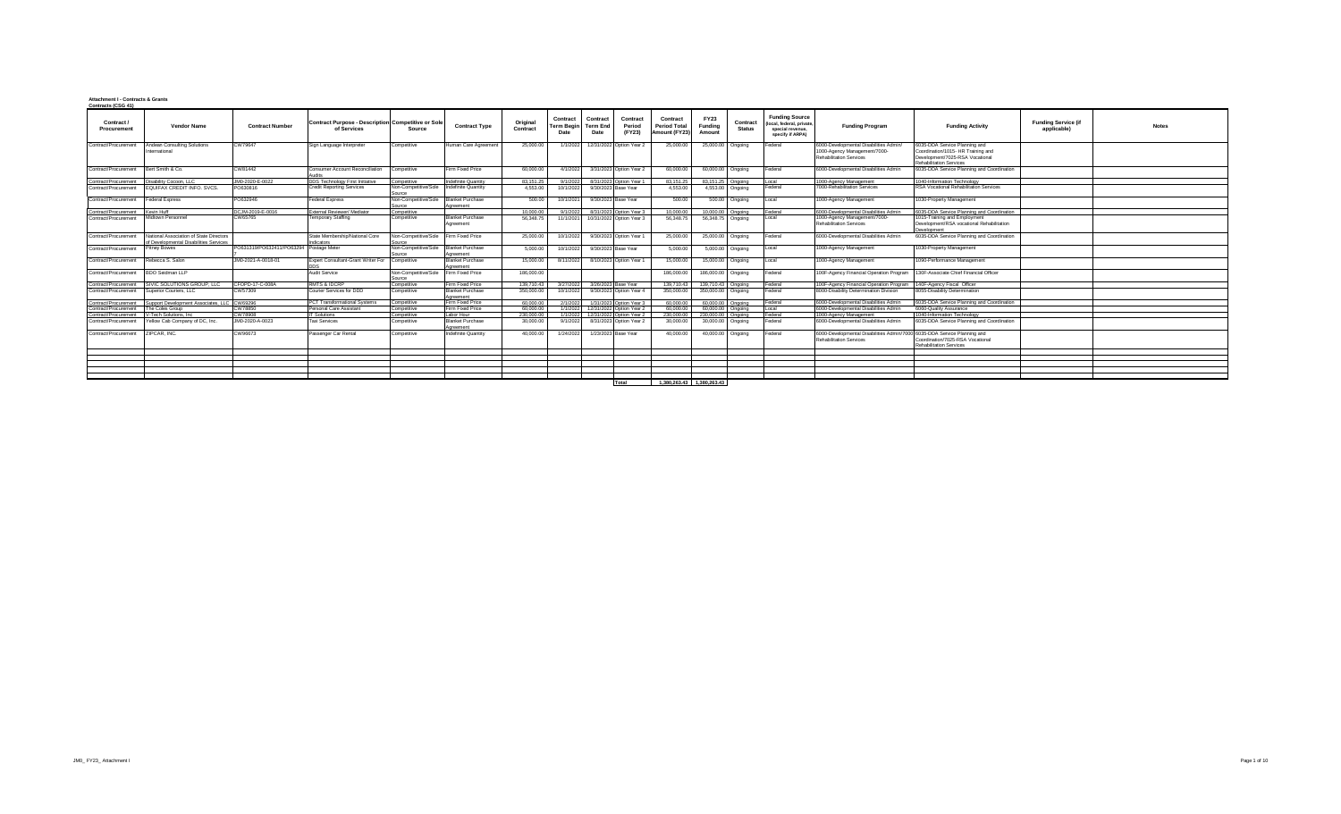**Attachment I - Contracts & Grants**

**Contracts (CSG 41)**

| Contract / Procurement | Vendor Name | Contract Number | Contract Purpose - Description of Services | Competitive or Sole Source | Contract Type | Original Contract | Contract Term Begin Date | Contract Term End Date | Contract Period (FY23) | Contract Period Total Amount (FY23) | FY23 Funding Amount | Contract Status | Funding Source (local, federal, private, special revenue, specify if ARPA) | Funding Program | Funding Activity | Funding Service (if applicable) | Notes |
|---|---|---|---|---|---|---|---|---|---|---|---|---|---|---|---|---|---|
| Contract/Procurement | Andean Consulting Solutions International | CW79647 | Sign Language Interpreter | Competitive | Human Care Agreement | 25,000.00 | 1/1/2022 | 12/31/2022 | Option Year 2 | 25,000.00 | 25,000.00 | Ongoing | Federal | 6000-Developmental Disabilities Admin/ 1000-Agency Management/7000-Rehabilitation Services | 6035-DDA Service Planning and Coordination/1015- HR Training and Development/7025-RSA Vocational Rehabilitation Services | | |
| Contract/Procurement | Bert Smith & Co. | CW81442 | Consumer Account Reconciliation Audits | Competitive | Firm Fixed Price | 60,000.00 | 4/1/2022 | 3/31/2023 | Option Year 2 | 60,000.00 | 60,000.00 | Ongoing | Federal | 6000-Developmental Disabilities Admin | 6035-DDA Service Planning and Coordination | | |
| Contract/Procurement | Disability Cocoon, LLC | JM0-2020-E-0022 | DDS Technology First Initiative | Competitive | Indefinite Quantity | 83,151.25 | 9/1/2022 | 8/31/2023 | Option Year 1 | 83,151.25 | 83,151.25 | Ongoing | Local | 1000-Agency Management | 1040-Information Technology | | |
| Contract/Procurement | EQUIFAX CREDIT INFO. SVCS. | PO630816 | Credit Reporting Services | Non-Competitive/Sole Source | Indefinite Quantity | 4,553.00 | 10/1/2022 | 9/30/2023 | Base Year | 4,553.00 | 4,553.00 | Ongoing | Federal | 7000-Rehabilitation Services | RSA Vocational Rehabilitation Services | | |
| Contract/Procurement | Federal Express | PO632846 | Federal Express | Non-Competitive/Sole Source | Blanket Purchase Agreement | 500.00 | 10/1/2021 | 9/30/2023 | Base Year | 500.00 | 500.00 | Ongoing | Local | 1000-Agency Management | 1030-Property Management | | |
| Contract/Procurement | Kevin Huff | DCJM-2019-E-0016 | External Reviewer/ Mediator | Competitive | | 10,000.00 | 9/1/2022 | 8/31/2023 | Option Year 3 | 10,000.00 | 10,000.00 | Ongoing | Federal | 6000-Developmental Disabilities Admin | 6035-DDA Service Planning and Coordination | | |
| Contract/Procurement | Midtown Personnel | CW65765 | Temporary Staffing | Competitive | Blanket Purchase Agreement | 56,348.75 | 11/1/2021 | 10/31/2022 | Option Year 3 | 56,348.75 | 56,348.75 | Ongoing | Local | 1000-Agency Management/7000-Rehabilitation Services | 1015-Training and Employment Development/RSA vocational Rehabilitation Development | | |
| Contract/Procurement | National Association of State Directors of Developmental Disabilities Services | | State Membership/National Core Indicators | Non-Competitive/Sole Source | Firm Fixed Price | 25,000.00 | 10/1/2022 | 9/30/2023 | Option Year 1 | 25,000.00 | 25,000.00 | Ongoing | Federal | 6000-Developmental Disabilities Admin | 6035-DDA Service Planning and Coordination | | |
| Contract/Procurement | Pitney Bowes | PO631319/PO632411/PO632947 | Postage Meter | Non-Competitive/Sole Source | Blanket Purchase Agreement | 5,000.00 | 10/1/2022 | 9/30/2023 | Base Year | 5,000.00 | 5,000.00 | Ongoing | Local | 1000-Agency Management | 1030-Property Management | | |
| Contract/Procurement | Rebecca S. Salon | JM0-2021-A-0018-01 | Expert Consultant-Grant Writer For DDS | Competitive | Blanket Purchase Agreement | 15,000.00 | 8/11/2022 | 8/10/2023 | Option Year 1 | 15,000.00 | 15,000.00 | Ongoing | Local | 1000-Agency Management | 1090-Performance Management | | |
| Contract/Procurement | BDO Seidman LLP | | Audit Service | Non-Competitive/Sole Source | Firm Fixed Price | 186,000.00 | | | | 186,000.00 | 186,000.00 | Ongoing | Federal | 100F-Agency Financial Operation Program | 130F-Associate Chief Financial Officer | | |
| Contract/Procurement | SIVIC SOLUTIONS GROUP, LLC | CFOPD-17-C-008A | RMTS & IDCRP | Competitive | Firm Fixed Price | 139,710.43 | 3/27/2022 | 3/26/2023 | Base Year | 139,710.43 | 139,710.43 | Ongoing | Federal | 100F-Agency Financial Operation Program | 140F-Agency Fiscal Officer | | |
| Contract/Procurement | Superior Couriers, LLC | CW57309 | Courier Services for DDD | Competitive | Blanket Purchase Agreement | 350,000.00 | 10/1/2022 | 9/30/2023 | Option Year 4 | 350,000.00 | 350,000.00 | Ongoing | Federal | 8000-Disability Determination Division | 8055-Disability Determination | | |
| Contract/Procurement | Support Development Associates, LLC | CW69296 | PCT Transformational Systems | Competitive | Firm Fixed Price | 60,000.00 | 2/1/2022 | 1/31/2023 | Option Year 3 | 60,000.00 | 60,000.00 | Ongoing | Federal | 6000-Developmental Disabilities Admin | 6035-DDA Service Planning and Coordination | | |
| Contract/Procurement | The Coles Group | CW78850 | Personal Care Assistant | Competitive | Firm Fixed Price | 60,000.00 | 1/1/2022 | 12/31/2022 | Option Year 2 | 60,000.00 | 60,000.00 | Ongoing | Local | 6000-Developmental Disabilities Admin | 6060-Quality Assurance | | |
| Contract/Procurement | V-Tech Solutions, Inc | CW78908 | IT Solutions | Competitive | Labor Hour | 230,000.00 | 1/1/2022 | 12/31/2022 | Option Year 2 | 230,000.00 | 230,000.00 | Ongoing | Federal | 1000-Agency Management | 1040-Information Technology | | |
| Contract/Procurement | Yellow Cab Company of DC, Inc. | JM0-2020-A-0023 | Taxi Services | Competitive | Blanket Purchase Agreement | 30,000.00 | 9/1/2022 | 8/31/2023 | Option Year 2 | 30,000.00 | 30,000.00 | Ongoing | Federal | 6000-Developmental Disabilities Admin | 6035-DDA Service Planning and Coordination | | |
| Contract/Procurement | ZIPCAR, INC. | CW96673 | Passenger Car Rental | Competitive | Indefinite Quantity | 40,000.00 | 1/24/2022 | 1/23/2023 | Base Year | 40,000.00 | 40,000.00 | Ongoing | Federal | 6000-Developmental Disabilities Admin/7000-Rehabilitation Services | 6035-DDA Service Planning and Coordination/7025-RSA Vocational Rehabilitation Services | | |
| | | | | | | | | | | | | | | | | | |
| | | | | | | | | | | | | | | | | | |
| | | | | | | | | | | | | | | | | | |
| | | | | | | | | | | | | | | | | | |
| | | | | | | | | | **Total** | 1,380,263.43 | 1,380,263.43 | | | | | | |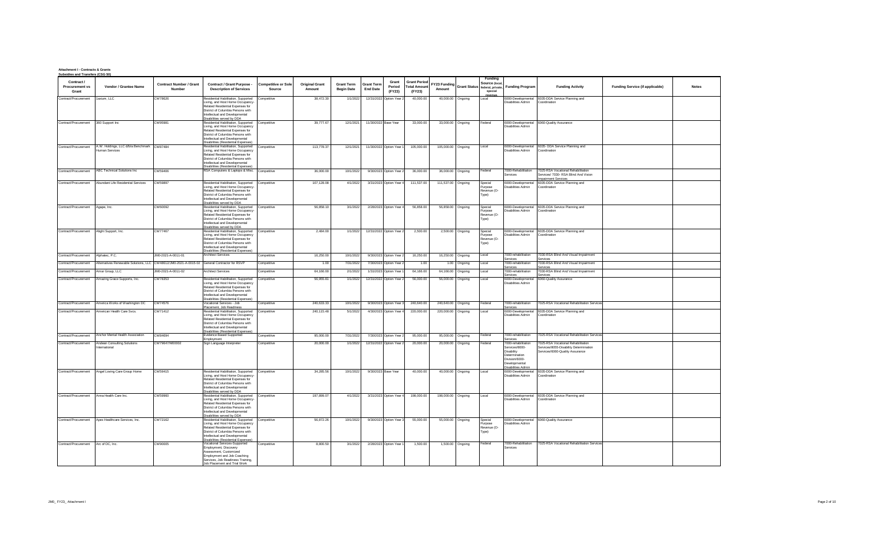**Attachment I - Contracts & Grants**
**Subsidies and Transfers (CSG 50)**

| Contract / Procurement vs Grant | Vendor / Grantee Name | Contract Number / Grant Number | Contract / Grant Purpose - Description of Services | Competitive or Sole Source | Original Grant Amount | Grant Term Begin Date | Grant Term End Date | Grant Period (FY23) | Grant Period Total Amount (FY23) | FY23 Funding Amount | Grant Status | Funding Source (local, federal, private, special revenue) | Funding Program | Funding Activity | Funding Service (if applicable) | Notes |
|---|---|---|---|---|---|---|---|---|---|---|---|---|---|---|---|---|
| Contract/Procurement | 1axium, LLC | CW78626 | Residential Habilitation, Supported Living, and Host Home Occupancy-Related Residential Expenses for District of Columbia Persons with Intellectual and Developmental Disabilities served by DDA | Competitive | 38,472.30 | 1/1/2022 | 12/31/2022 | Option Year 2 | 40,000.00 | 40,000.00 | Ongoing | Local | 6000-Developmental Disabilities Admin | 6035-DDA Service Planning and Coordination | | |
| Contract/Procurement | 360 Support Inc | CW55981 | Residential Habilitation, Supported Living, and Host Home Occupancy Related Residential Expenses for District of Columbia Persons with Intellectual and Developmental Disabilities (Residential Expenses) | Competitive | 39,777.67 | 12/1/2021 | 11/30/2022 | Base Year | 33,000.00 | 33,000.00 | Ongoing | Federal | 6000-Developmental Disabilities Admin | 6060-Quality Assurance | | |
| Contract/Procurement | A.W. Holdings, LLC d/b/a Benchmark Human Services | CW87484 | Residential Habilitation, Supported Living, and Host Home Occupancy Related Residential Expenses for District of Columbia Persons with Intellectual and Developmental Disabilities (Residential Expenses) | Competitive | 113,778.37 | 12/1/2021 | 11/30/2022 | Option Year 1 | 105,000.00 | 105,000.00 | Ongoing | Local | 6000-Developmental Disabilities Admin | 6035- DDA Service Planning and Coordination | | |
| Contract/Procurement | ABC Technical Solutions Inc | CW59406 | RSA Computers & Laptops & Misc. | Competitive | 36,000.00 | 10/1/2022 | 9/30/2023 | Option Year 2 | 36,000.00 | 36,000.00 | Ongoing | Federal | 7000-Rehabilitation Services | 7025-RSA Vocational Rehabilitation Services/ 7030- RSA Blind And Vision Impairment Services | | |
| Contract/Procurement | Abundant Life Residential Services | CW59897 | Residential Habilitation, Supported Living, and Host Home Occupancy-Related Residential Expenses for District of Columbia Persons with Intellectual and Developmental Disabilities served by DDA | Competitive | 107,128.08 | 4/1/2022 | 3/31/2023 | Option Year 4 | 111,537.00 | 111,537.00 | Ongoing | Special Purpose Revenue (O-Type) | 6000-Developmental Disabilities Admin | 6035-DDA Service Planning and Coordination | | |
| Contract/Procurement | Agape, Inc. | CW60092 | Residential Habilitation, Supported Living, and Host Home Occupancy-Related Residential Expenses for District of Columbia Persons with Intellectual and Developmental Disabilities served by DDA | Competitive | 56,858.10 | 3/1/2022 | 2/28/2023 | Option Year 4 | 56,858.00 | 56,858.00 | Ongoing | Special Purpose Revenue (O-Type) | 6000-Developmental Disabilities Admin | 6035-DDA Service Planning and Coordination | | |
| Contract/Procurement | Alight Support, Inc. | CW77467 | Residential Habilitation, Supported Living, and Host Home Occupancy Related Residential Expenses for District of Columbia Persons with Intellectual and Developmental Disabilities (Residential Expenses) | Competitive | 2,484.00 | 1/1/2022 | 12/31/2022 | Option Year 2 | 2,500.00 | 2,500.00 | Ongoing | Special Purpose Revenue (O-Type) | 6000-Developmental Disabilities Admin | 6035-DDA Service Planning and Coordination | | |
| Contract/Procurement | Alphatec, P.C. | JM0-2021-A-0011-01 | Architect Services | Competitive | 16,250.00 | 10/1/2022 | 9/30/2023 | Option Year 2 | 16,250.00 | 16,250.00 | Ongoing | Local | 7000-rehabilitation Services | 7030-RSA Blind And Visual Impairment Services | | |
| Contract/Procurement | Alternatives Renewable Solutions, LLC | CW48612/JM0-2021-A-0015-02 | General Contractor for RSVP | Competitive | 1.00 | 7/31/2022 | 7/30/2023 | Option Year 2 | 1.00 | 1.00 | Ongoing | Local | 7000-rehabilitation Services | 7030-RSA Blind And Visual Impairment Services | | |
| Contract/Procurement | Amar Group, LLC | JM0-2021-A-0011-02 | Architect Services | Competitive | 64,166.00 | 2/1/2022 | 1/31/2023 | Option Year 1 | 64,166.00 | 64,166.00 | Ongoing | Local | 7000-rehabilitation Services | 7030-RSA Blind And Visual Impairment Services | | |
| Contract/Procurement | Amazing Grace Supports, Inc. | CW78353 | Residential Habilitation, Supported Living, and Host Home Occupancy Related Residential Expenses for District of Columbia Persons with Intellectual and Developmental Disabilities (Residential Expenses) | Competitive | 56,955.81 | 1/1/2022 | 12/31/2022 | Option Year 2 | 56,000.00 | 56,000.00 | Ongoing | Local | 6000-Developmental Disabilities Admin | 6060-Quality Assurance | | |
| Contract/Procurement | America Works of Washington DC | CW74576 | Vocational Services - Job Placement, Job Readiness | Competitive | 240,633.33 | 10/1/2022 | 9/30/2023 | Option Year 3 | 240,640.00 | 240,640.00 | Ongoing | Federal | 7000-rehabilitation Services | 7025-RSA Vocational Rehabilitation Services | | |
| Contract/Procurement | American Health Care Svcs. | CW71412 | Residential Habilitation, Supported Living, and Host Home Occupancy Related Residential Expenses for District of Columbia Persons with Intellectual and Developmental Disabilities (Residential Expenses) | Competitive | 240,115.48 | 5/1/2022 | 4/30/2023 | Option Year 4 | 220,000.00 | 220,000.00 | Ongoing | Local | 6000-Developmental Disabilities Admin | 6035-DDA Service Planning and Coordination | | |
| Contract/Procurement | Anchor Mental Health Association | CW84694 | Evidence Based Supported Employment | Competitive | 95,000.00 | 7/31/2022 | 7/30/2023 | Option Year 2 | 95,000.00 | 95,000.00 | Ongoing | Federal | 7000-rehabilitation Services | 7025-RSA Vocational Rehabilitation Services | | |
| Contract/Procurement | Andean Consulting Solutions International | CW79647/M00002 | Sign Language Interpreter | Competitive | 20,000.00 | 1/1/2022 | 12/31/2022 | Option Year 2 | 20,000.00 | 20,000.00 | Ongoing | Federal | 7000-rehabilitation Services/8000-Disability Determination Division/6000-Developmental Disabilities Admin | 7025-RSA Vocational Rehabilitation Services/8055-Disability Determination Services/6060-Quality Assurance | | |
| Contract/Procurement | Angel Loving Care Group Home | CW59415 | Residential Habilitation, Supported Living, and Host Home Occupancy-Related Residential Expenses for District of Columbia Persons with Intellectual and Developmental Disabilities served by DDA | Competitive | 34,285.56 | 10/1/2022 | 9/30/2023 | Base Year | 40,000.00 | 40,000.00 | Ongoing | Local | 6000-Developmental Disabilities Admin | 6035-DDA Service Planning and Coordination | | |
| Contract/Procurement | Anna Health Care Inc. | CW59960 | Residential Habilitation, Supported Living, and Host Home Occupancy-Related Residential Expenses for District of Columbia Persons with Intellectual and Developmental Disabilities served by DDA | Competitive | 197,899.07 | 4/1/2022 | 3/31/2023 | Option Year 4 | 198,000.00 | 198,000.00 | Ongoing | Local | 6000-Developmental Disabilities Admin | 6035-DDA Service Planning and Coordination | | |
| Contract/Procurement | Apex Healthcare Services, Inc. | CW72162 | Residential Habilitation, Supported Living, and Host Home Occupancy Related Residential Expenses for District of Columbia Persons with Intellectual and Developmental Disabilities (Residential Expenses) | Competitive | 56,872.26 | 10/1/2022 | 9/30/2023 | Option Year 3 | 55,000.00 | 55,000.00 | Ongoing | Special Purpose Revenue (O-Type) | 6000-Developmental Disabilities Admin | 6060-Quality Assurance | | |
| Contract/Procurement | Arc of DC, Inc. | CW90005 | Vocational Services-Supported Employment, Discovery Assessment, Customized Employment and Job Coaching Services, Job Readiness Training, Job Placement and Trial Work | Competitive | 8,800.50 | 3/1/2022 | 2/28/2023 | Option Year 1 | 1,500.00 | 1,500.00 | Ongoing | Federal | 7000-Rehabilitation Services | 7025-RSA Vocational Rehabilitation Services | | |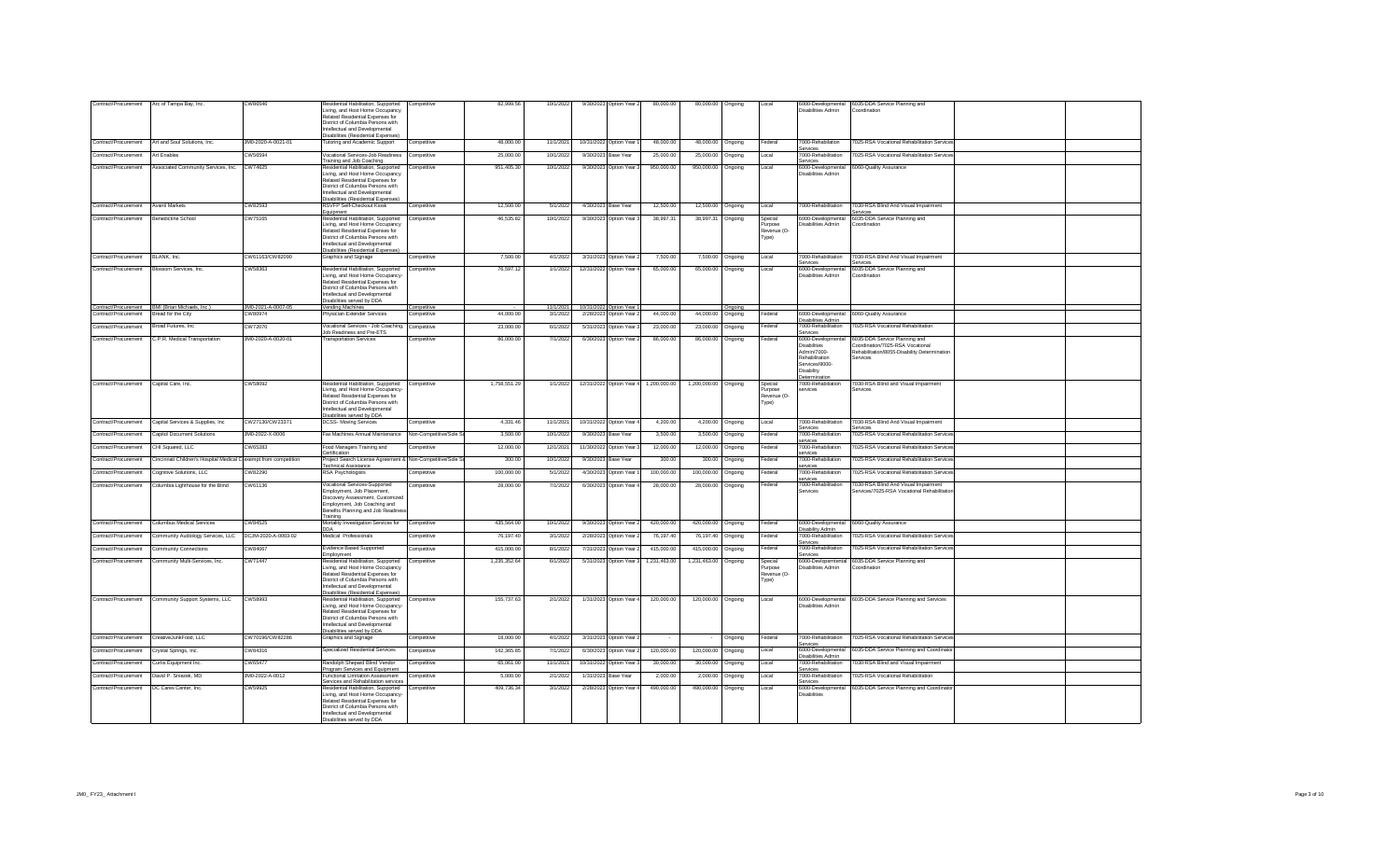| Contract/Procurement | Arc of Tampa Bay, Inc. | CW89546 | Residential Habilitation, Supported Living, and Host Home Occupancy Related Residential Expenses for District of Columbia Persons with Intellectual and Developmental Disabilities (Residential Expenses) | Competitive | 82,999.56 | 10/1/2022 | 9/30/2023 | Option Year 2 | 80,000.00 | 80,000.00 | Ongoing | Local | 6000-Developmental Disabilities Admin | 6035-DDA Service Planning and Coordination |
|---|---|---|---|---|---|---|---|---|---|---|---|---|---|---|
| Contract/Procurement | Art and Soul Solutions, Inc. | JM0-2020-A-0021-01 | Tutoring and Academic Support | Competitive | 48,000.00 | 11/1/2021 | 10/31/2022 | Option Year 1 | 48,000.00 | 48,000.00 | Ongoing | Federal | 7000-Rehabilitation Services | 7025-RSA Vocational Rehabilitation Services |
| Contract/Procurement | Art Enables | CW56594 | Vocational Services-Job Readiness Training and Job Coaching | Competitive | 25,000.00 | 10/1/2022 | 9/30/2023 | Base Year | 25,000.00 | 25,000.00 | Ongoing | Local | 7000-Rehabilitation Services | 7025-RSA Vocational Rehabilitation Services |
| Contract/Procurement | Associated Community Services, Inc. | CW74625 | Residential Habilitation, Supported Living, and Host Home Occupancy Related Residential Expenses for District of Columbia Persons with Intellectual and Developmental Disabilities (Residential Expenses) | Competitive | 951,405.30 | 10/1/2022 | 9/30/2023 | Option Year 3 | 950,000.00 | 950,000.00 | Ongoing | Local | 6000-Developmental Disabilities Admin | 6060-Quality Assurance |
| Contract/Procurement | Avanti Markets | CW82593 | RSVFP Self-Checkout Kiosk Equipment | Competitive | 12,500.00 | 5/1/2022 | 4/30/2023 | Base Year | 12,500.00 | 12,500.00 | Ongoing | Local | 7000-Rehabilitation | 7030-RSA Blind And Visual Impairment Services |
| Contract/Procurement | Benedictine School | CW75165 | Residential Habilitation, Supported Living, and Host Home Occupancy Related Residential Expenses for District of Columbia Persons with Intellectual and Developmental Disabilities (Residential Expenses) | Competitive | 46,535.62 | 10/1/2022 | 9/30/2023 | Option Year 3 | 38,997.31 | 38,997.31 | Ongoing | Special Purpose Revenue (O-Type) | 6000-Developmental Disabilities Admin | 6035-DDA Service Planning and Coordination |
| Contract/Procurement | BLANK, Inc. | CW61163/CW82090 | Graphics and Signage | Competitive | 7,500.00 | 4/1/2022 | 3/31/2023 | Option Year 2 | 7,500.00 | 7,500.00 | Ongoing | Local | 7000-Rehabilitation Services | 7030-RSA Blind And Visual Impairment Services |
| Contract/Procurement | Blossom Services, Inc. | CW58363 | Residential Habilitation, Supported Living, and Host Home Occupancy-Related Residential Expenses for District of Columbia Persons with Intellectual and Developmental Disabilities served by DDA | Competitive | 76,597.12 | 1/1/2022 | 12/31/2022 | Option Year 4 | 65,000.00 | 65,000.00 | Ongoing | Local | 6000-Developmental Disabilities Admin | 6035-DDA Service Planning and Coordination |
| Contract/Procurement | BMI (Brian Michaels, Inc.) | JM0-2021-A-0007-05 | Vending Machines | Competitive | - | 11/1/2021 | 10/31/2022 | Option Year 1 | | | Ongoing | | | |
| Contract/Procurement | Bread for the City | CW80974 | Physician Extender Services | Competitive | 44,000.00 | 3/1/2022 | 2/28/2023 | Option Year 2 | 44,000.00 | 44,000.00 | Ongoing | Federal | 6000-Developmental Disabilities Admin | 6060-Quality Assurance |
| Contract/Procurement | Broad Futures, Inc | CW72070 | Vocational Services - Job Coaching, Job Readiness and Pre-ETS | Competitive | 23,000.00 | 6/1/2022 | 5/31/2023 | Option Year 3 | 23,000.00 | 23,000.00 | Ongoing | Federal | 7000-Rehabilitation Services | 7025-RSA Vocational Rehabilitation |
| Contract/Procurement | C.P.R. Medical Transportation | JM0-2020-A-0020-01 | Transportation Services | Competitive | 86,000.00 | 7/1/2022 | 6/30/2023 | Option Year 2 | 86,000.00 | 86,000.00 | Ongoing | Federal | 6000-Developmental Disabilities Admin/7000-Rehabilitation Services/8000-Disability Determination | 6035-DDA Service Planning and Coordination/7025-RSA Vocational Rehabilitation/8055-Disability Determination Services |
| Contract/Procurement | Capital Care, Inc. | CW58092 | Residential Habilitation, Supported Living, and Host Home Occupancy-Related Residential Expenses for District of Columbia Persons with Intellectual and Developmental Disabilities served by DDA | Competitive | 1,758,551.29 | 1/1/2022 | 12/31/2022 | Option Year 4 | 1,200,000.00 | 1,200,000.00 | Ongoing | Special Purpose Revenue (O-Type) | 7000-Rehabilitation services | 7030-RSA Blind And Visual Impairment Services |
| Contract/Procurement | Capital Services & Supplies, Inc | CW27130/CW23371 | DCSS- Moving Services | Competitive | 4,331.46 | 11/1/2021 | 10/31/2022 | Option Year 4 | 4,200.00 | 4,200.00 | Ongoing | Local | 7000-Rehabilitation Services | 7030-RSA Blind And Visual Impairment Services |
| Contract/Procurement | Capitol Document Solutions | JM0-2022-X-0006 | Fax Machines Annual Maintenance | Non-Competitive/Sole Se | 3,500.00 | 10/1/2022 | 9/30/2023 | Base Year | 3,500.00 | 3,500.00 | Ongoing | Federal | 7000-Rehabilitation services | 7025-RSA Vocational Rehabilitation Services |
| Contract/Procurement | CHI Squared, LLC | CW65283 | Food Managers Training and Certification | Competitive | 12,000.00 | 12/1/2021 | 11/30/2022 | Option Year 3 | 12,000.00 | 12,000.00 | Ongoing | Federal | 7000-Rehabilitation services | 7025-RSA Vocational Rehabilitation Services |
| Contract/Procurement | Cincinnati Children's Hospital Medical C | exempt from competition | Project Search License Agreement & Technical Assistance | Non-Competitive/Sole Se | 300.00 | 10/1/2022 | 9/30/2023 | Base Year | 300.00 | 300.00 | Ongoing | Federal | 7000-Rehabilitation services | 7025-RSA Vocational Rehabilitation Services |
| Contract/Procurement | Cognitive Solutions, LLC | CW82290 | RSA Psychologists | Competitive | 100,000.00 | 5/1/2022 | 4/30/2023 | Option Year 1 | 100,000.00 | 100,000.00 | Ongoing | Federal | 7000-Rehabilitation services | 7025-RSA Vocational Rehabilitation Services |
| Contract/Procurement | Columbia Lighthouse for the Blind | CW61136 | Vocational Services-Supported Employment, Job Placement, Discovery Assessment, Customized Employment, Job Coaching and Benefits Planning and Job Readiness Training | Competitive | 28,000.00 | 7/1/2022 | 6/30/2023 | Option Year 4 | 28,000.00 | 28,000.00 | Ongoing | Federal | 7000-Rehabilitation Services | 7030-RSA Blind And Visual Impairment Services/7025-RSA Vocational Rehabilitation |
| Contract/Procurement | Columbus Medical Services | CW89525 | Mortality Investigation Services for DDA | Competitive | 435,564.00 | 10/1/2022 | 9/30/2023 | Option Year 2 | 420,000.00 | 420,000.00 | Ongoing | Federal | 6000-Developmental Disability Admin | 6060-Quality Assurance |
| Contract/Procurement | Community Audiology Services, LLC | DCJM-2020-A-0003-02 | Medical Professionals | Competitive | 76,197.40 | 3/1/2022 | 2/28/2023 | Option Year 2 | 76,197.40 | 76,197.40 | Ongoing | Federal | 7000-Rehabilitation Services | 7025-RSA Vocational Rehabilitation Services |
| Contract/Procurement | Community Connections | CW84067 | Evidence Based Supported Employment | Competitive | 415,000.00 | 8/1/2022 | 7/31/2023 | Option Year 2 | 415,000.00 | 415,000.00 | Ongoing | Federal | 7000-Rehabilitation Services | 7025-RSA Vocational Rehabilitation Services |
| Contract/Procurement | Community Multi-Services, Inc. | CW71447 | Residential Habilitation, Supported Living, and Host Home Occupancy Related Residential Expenses for District of Columbia Persons with Intellectual and Developmental Disabilities (Residential Expenses) | Competitive | 1,235,352.64 | 6/1/2022 | 5/31/2023 | Option Year 3 | 1,231,463.00 | 1,231,463.00 | Ongoing | Special Purpose Revenue (O-Type) | 6000-Developmental Disabilities Admin | 6035-DDA Service Planning and Coordination |
| Contract/Procurement | Community Support Systems, LLC | CW58993 | Residential Habilitation, Supported Living, and Host Home Occupancy-Related Residential Expenses for District of Columbia Persons with Intellectual and Developmental Disabilities served by DDA | Competitive | 155,737.63 | 2/1/2022 | 1/31/2023 | Option Year 4 | 120,000.00 | 120,000.00 | Ongoing | Local | 6000-Developmental Disabilities Admin | 6035-DDA Service Planning and Services |
| Contract/Procurement | CreativeJunkFood, LLC | CW70196/CW82286 | Graphics and Signage | Competitive | 18,000.00 | 4/1/2022 | 3/31/2023 | Option Year 2 | - | - | Ongoing | Federal | 7000-Rehabilitation Services | 7025-RSA Vocational Rehabilitation Services |
| Contract/Procurement | Crystal Springs, Inc. | CW84316 | Specialized Residential Services | Competitive | 142,365.85 | 7/1/2022 | 6/30/2023 | Option Year 2 | 120,000.00 | 120,000.00 | Ongoing | Local | 6000-Developmental Disabilities Admin | 6035-DDA Service Planning and Coordinator |
| Contract/Procurement | Curtis Equipment Inc. | CW65477 | Randolph Shepard Blind Vendor Program Services and Equipment | Competitive | 65,001.00 | 11/1/2021 | 10/31/2022 | Option Year 3 | 30,000.00 | 30,000.00 | Ongoing | Local | 7000-Rehabilitation Services | 7030-RSA Blind and Visual Impairment |
| Contract/Procurement | David P. Sniezek, MD | JM0-2022-A-0012 | Functional Limitation Assessment Services and Rehabilitation services | Competitive | 5,000.00 | 2/1/2022 | 1/31/2023 | Base Year | 2,000.00 | 2,000.00 | Ongoing | Local | 7000-Rehabilitation Services | 7025-RSA Vocational Rehabilitation |
| Contract/Procurement | DC Cares Center, Inc. | CW59925 | Residential Habilitation, Supported Living, and Host Home Occupancy-Related Residential Expenses for District of Columbia Persons with Intellectual and Developmental Disabilities served by DDA | Competitive | 409,736.34 | 3/1/2022 | 2/28/2023 | Option Year 4 | 490,000.00 | 490,000.00 | Ongoing | Local | 6000-Developmental Disabilities | 6035-DDA Service Planning and Coordinator |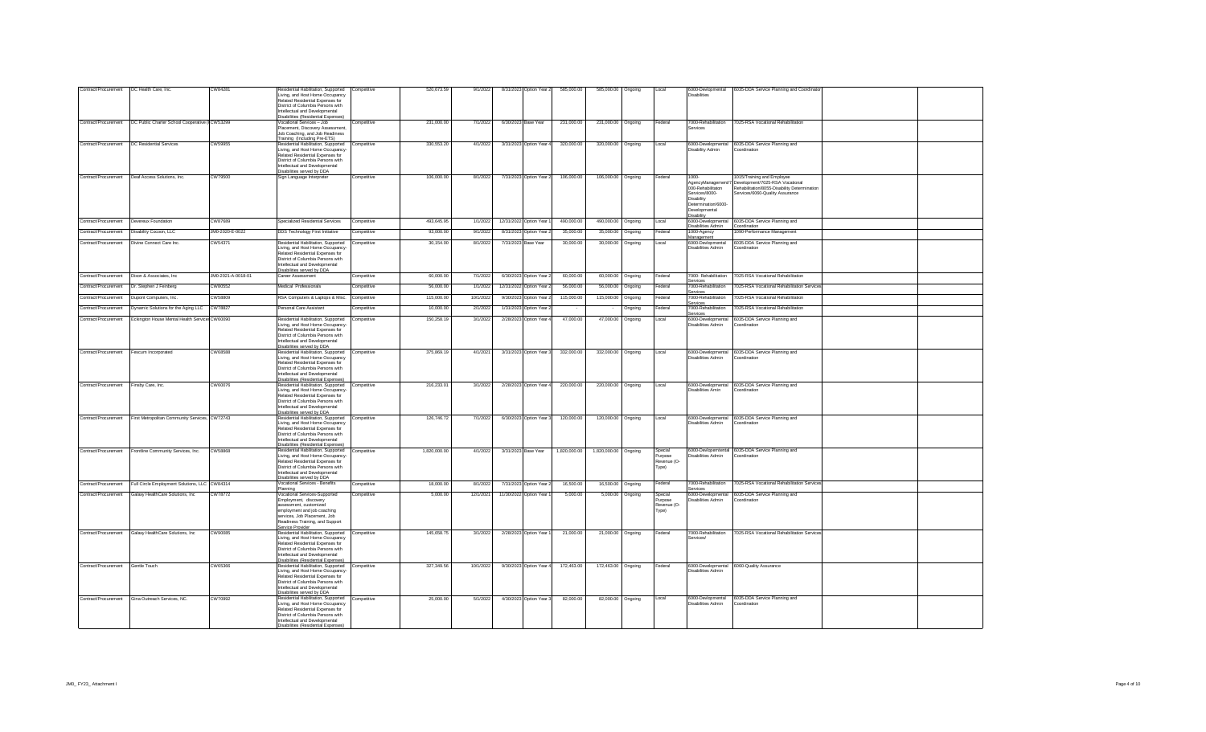| Contract/Procurement | DC Health Care, Inc. | CW84281 | Residential Habilitation, Supported Living, and Host Home Occupancy Related Residential Expenses for District of Columbia Persons with Intellectual and Developmental Disabilities (Residential Expenses) | Competitive | 520,673.59 | 9/1/2022 | 8/31/2023 | Option Year 2 | 585,000.00 | 585,000.00 | Ongoing | Local | 6000-Devlopmental Disabilities | 6035-DDA Service Planning and Coordinator | | |
|---|---|---|---|---|---|---|---|---|---|---|---|---|---|---|---|---|
| Contract/Procurement | DC Public Charter School Cooperative | CW53299 | Vocational Services – Job Placement, Discovery Assessment, Job Coaching, and Job Readiness Training (Including Pre-ETS) | Competitive | 231,000.00 | 7/1/2022 | 6/30/2023 | Base Year | 231,000.00 | 231,000.00 | Ongoing | Federal | 7000-Rehabilitation Services | 7025-RSA Vocational Rehabilitation | | |
| Contract/Procurement | DC Residential Services | CW59955 | Residential Habilitation, Supported Living, and Host Home Occupancy-Related Residential Expenses for District of Columbia Persons with Intellectual and Developmental Disabilities served by DDA | Competitive | 330,553.20 | 4/1/2022 | 3/31/2023 | Option Year 4 | 320,000.00 | 320,000.00 | Ongoing | Local | 6000-Developmental Disability Admin | 6035-DDA Service Planning and Coordination | | |
| Contract/Procurement | Deaf Access Solutions, Inc. | CW79500 | Sign Language Interpreter | Competitive | 106,000.00 | 8/1/2022 | 7/31/2023 | Option Year 2 | 106,000.00 | 106,000.00 | Ongoing | Federal | 1000-AgencyManagement/7000-Rehabilitaion Services/8000-Disability Determination/6000-Developmental Disability | 1015/Training and Employee Development/7025-RSA Vocational Rehabilitation/8055-Disability Determination Services/6060-Quality Assurance | | |
| Contract/Procurement | Devereux Foundation | CW87689 | Specialized Residential Services | Competitive | 493,645.95 | 1/1/2022 | 12/31/2022 | Option Year 1 | 490,000.00 | 490,000.00 | Ongoing | Local | 6000-Developmental Disabilities Admin | 6035-DDA Service Planning and Coordination | | |
| Contract/Procurement | Disability Cocoon, LLC | JM0-2020-E-0022 | DDS Technology First Initiative | Competitive | 93,000.00 | 9/1/2022 | 8/31/2023 | Option Year 2 | 35,000.00 | 35,000.00 | Ongoing | Federal | 1000-Agency Management | 1090-Performance Management | | |
| Contract/Procurement | Divine Connect Care Inc. | CW54371 | Residential Habilitation, Supported Living, and Host Home Occupancy-Related Residential Expenses for District of Columbia Persons with Intellectual and Developmental Disabilities served by DDA | Competitive | 30,154.00 | 8/1/2022 | 7/31/2023 | Base Year | 30,000.00 | 30,000.00 | Ongoing | Local | 6000-Developmental Disabilities Admin | 6035-DDA Service Planning and Coordination | | |
| Contract/Procurement | Dixon & Associates, Inc | JM0-2021-A-0018-01 | Career Assessment | Competitive | 60,000.00 | 7/1/2022 | 6/30/2023 | Option Year 2 | 60,000.00 | 60,000.00 | Ongoing | Federal | 7000- Rehabilitation Services | 7025-RSA Vocational Rehabilitation | | |
| Contract/Procurement | Dr. Stephen J Feinberg | CW80552 | Medical Professionals | Competitive | 56,000.00 | 1/1/2022 | 12/31/2022 | Option Year 2 | 56,000.00 | 56,000.00 | Ongoing | Federal | 7000-Rehabilitation Services | 7025-RSA Vocational Rehabilitation Services | | |
| Contract/Procurement | Dupont Computers, Inc. | CW58809 | RSA Computers & Laptops & Misc. | Competitive | 115,000.00 | 10/1/2022 | 9/30/2023 | Option Year 2 | 115,000.00 | 115,000.00 | Ongoing | Federal | 7000-Rehabilitation Services | 7025-RSA Vocational Rehabilitation | | |
| Contract/Procurement | Dynamic Solutions for the Aging LLC | CW78827 | Personal Care Assistant | Competitive | 10,000.00 | 2/1/2022 | 1/31/2023 | Option Year 2 | - | - | Ongoing | Federal | 7000-Rehabilitation Services | 7025-RSA Vocational Rehabilitation | | |
| Contract/Procurement | Eckington Houses Mental Health Services | CW60090 | Residential Habilitation, Supported Living, and Host Home Occupancy-Related Residential Expenses for District of Columbia Persons with Intellectual and Developmental Disabilities served by DDA | Competitive | 150,258.19 | 3/1/2022 | 2/28/2023 | Option Year 4 | 47,000.00 | 47,000.00 | Ongoing | Local | 6000-Developmental Disabilities Admin | 6035-DDA Service Planning and Coordination | | |
| Contract/Procurement | Fescum Incorporated | CW58588 | Residential Habilitation, Supported Living, and Host Home Occupancy Related Residential Expenses for District of Columbia Persons with Intellectual and Developmental Disabilities (Residential Expenses) | Competitive | 375,869.19 | 4/1/2021 | 3/31/2023 | Option Year 3 | 332,000.00 | 332,000.00 | Ongoing | Local | 6000-Developmental Disabilities Admin | 6035-DDA Service Planning and Coordination | | |
| Contract/Procurement | Finsby Care, Inc. | CW60076 | Residential Habilitation, Supported Living, and Host Home Occupancy-Related Residential Expenses for District of Columbia Persons with Intellectual and Developmental Disabilities served by DDA | Competitive | 216,233.01 | 3/1/2022 | 2/28/2023 | Option Year 4 | 220,000.00 | 220,000.00 | Ongoing | Local | 6000-Developmental Disabilities Amin | 6035-DDA Service Planning and Coordination | | |
| Contract/Procurement | First Metropolitan Community Services, | CW72743 | Residential Habilitation, Supported Living, and Host Home Occupancy Related Residential Expenses for District of Columbia Persons with Intellectual and Developmental Disabilities (Residential Expenses) | Competitive | 126,746.72 | 7/1/2022 | 6/30/2023 | Option Year 3 | 120,000.00 | 120,000.00 | Ongoing | Local | 6000-Developmental Disabilities Admin | 6035-DDA Service Planning and Coordination | | |
| Contract/Procurement | Frontline Community Services, Inc. | CW58868 | Residential Habilitation, Supported Living, and Host Home Occupancy-Related Residential Expenses for District of Columbia Persons with Intellectual and Developmental Disabilities served by DDA | Competitive | 1,820,000.00 | 4/1/2022 | 3/31/2023 | Base Year | 1,820,000.00 | 1,820,000.00 | Ongoing | Special Purpose Revenue (O-Type) | 6000-Devlopemental Disabilities Admin | 6035-DDA Service Planning and Coordination | | |
| Contract/Procurement | Full Circle Employment Solutions, LLC | CW84314 | Vocational Services - Benefits Planning | Competitive | 18,000.00 | 8/1/2022 | 7/31/2023 | Option Year 2 | 16,500.00 | 16,500.00 | Ongoing | Federal | 7000-Rehabilitation Services | 7025-RSA Vocational Rehabilitation Services | | |
| Contract/Procurement | Galaxy HealthCare Solutions, Inc | CW78772 | Vocational Services-Supported Employment, discovery assessment, customized employment and job coaching services, Job Placement, Job Readiness Training, and Support Service Provider | Competitive | 5,000.00 | 12/1/2021 | 11/30/2022 | Option Year 1 | 5,000.00 | 5,000.00 | Ongoing | Special Purpose Revenue (O-Type) | 6000-Developmental Disabilities Admin | 6035-DDA Service Planning and Coordination | | |
| Contract/Procurement | Galaxy HealthCare Solutions, Inc | CW90085 | Residential Habilitation, Supported Living, and Host Home Occupancy Related Residential Expenses for District of Columbia Persons with Intellectual and Developmental Disabilities (Residential Expenses) | Competitive | 145,658.75 | 3/1/2022 | 2/28/2023 | Option Year 1 | 21,000.00 | 21,000.00 | Ongoing | Federal | 7000-Rehabilitation Services/ | 7025-RSA Vocational Rehabilitation Services | | |
| Contract/Procurement | Gentle Touch | CW65366 | Residential Habilitation, Supported Living, and Host Home Occupancy-Related Residential Expenses for District of Columbia Persons with Intellectual and Developmental Disabilities served by DDA | Competitive | 327,349.56 | 10/1/2022 | 9/30/2023 | Option Year 4 | 172,463.00 | 172,463.00 | Ongoing | Federal | 6000-Developmental Disabilities Admin | 6060-Quality Assurance | | |
| Contract/Procurement | Gina Outreach Services, NC. | CW70992 | Residential Habilitation, Supported Living, and Host Home Occupancy Related Residential Expenses for District of Columbia Persons with Intellectual and Developmental Disabilities (Residential Expenses) | Competitive | 25,000.00 | 5/1/2022 | 4/30/2023 | Option Year 3 | 82,000.00 | 82,000.00 | Ongoing | Local | 6000-Developmental Disabilities Admin | 6035-DDA Service Planning and Coordination | | |

JM0_FY23_Attachment I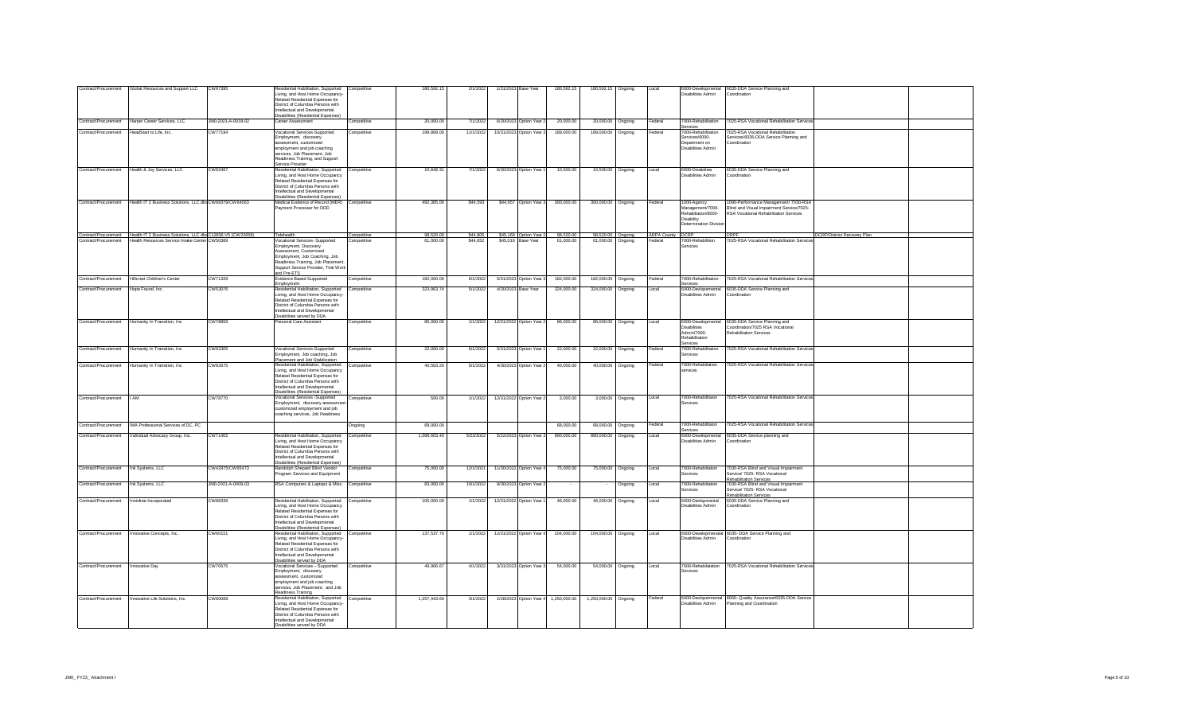| Contract/Procurement | Global Resources and Support LLC | CW97395 | Residential Habilitation, Supported Living, and Host Home Occupancy-Related Residential Expenses for District of Columbia Persons with Intellectual and Developmental Disabilities (Residential Expenses) | Competitive | 180,592.15 | 2/1/2022 | 1/31/2023 | Base Year | 180,592.15 | 180,592.15 | Ongoing | Local | 6000-Developmental Disabilities Admin | 6035-DDA Service Planning and Coordination | | |
|---|---|---|---|---|---|---|---|---|---|---|---|---|---|---|---|---|
| Contract/Procurement | Harper Career Services, LLC | JM0-2021-A-0018-02 | Career Assessment | Competitive | 20,000.00 | 7/1/2022 | 6/30/2023 | Option Year 2 | 20,000.00 | 20,000.00 | Ongoing | Federal | 7000-Rehabilitation Services | 7025-RSA Vocational Rehabilitation Services | | |
| Contract/Procurement | HeadStart to Life, Inc. | CW77194 | Vocational Services-Supported Employment, discovery assessment, customized employment and job coaching services, Job Placement, Job Readiness Training, and Support Service Provider | Competitive | 193,868.00 | 11/1/2022 | 10/31/2023 | Option Year 3 | 189,000.00 | 189,000.00 | Ongoing | Federal | 7000-Rehabilitation Services/6000-Department on Disabilities Admin | 7025-RSA Vocational Rehabilitation Services/6035-DDA Service Planning and Coordination | | |
| Contract/Procurement | Health & Joy Services, LLC | CW93467 | Residential Habilitation, Supported Living, and Host Home Occupancy-Related Residential Expenses for District of Columbia Persons with Intellectual and Developmental Disabilities (Residential Expenses) | Competitive | 10,848.31 | 7/1/2022 | 6/30/2023 | Option Year 1 | 10,500.00 | 10,500.00 | Ongoing | Local | 6000-Disabilities Disabilities Admin | 6035-DDA Service Planning and Coordination | | |
| Contract/Procurement | Health IT 2 Business Solutions, LLC dba | CW68379/CW64063 | Medical Evidence of Record (MER) Payment Processor for DDD | Competitive | 492,385.00 | $44,593 | $44,957 | Option Year 3 | 300,000.00 | 300,000.00 | Ongoing | Federal | 1000-Agency Management/7000-Rehabilitation/8000-Disability Determination Division | 1090-Performance Management/ 7030-RSA Blind and Visual Impairment Service/7025-RSA Vocational Rehabilitation Services | | |
| Contract/Procurement | Health IT 2 Business Solutions, LLC dba | C12836-V5 (CW22659) | Telehealth | Competitive | 98,520.00 | $44,805 | $45,169 | Option Year 2 | 98,520.00 | 98,520.00 | Ongoing | ARPA County | DCRP | DRPF | DCRP/District Recovery Plan | |
| Contract/Procurement | Health Resources Service Intake Center | CW50369 | Vocational Services- Supported Employment, Discovery Assessment, Customized Employment, Job Coaching, Job Readiness Training, Job Placement, Support Service Provider, Trial Work and Pre-ETS | Competitive | 61,000.00 | $44,652 | $45,016 | Base Year | 61,000.00 | 61,000.00 | Ongoing | Federal | 7000-Rehabilitation Services | 7025-RSA Vocational Rehabilitation Services | | |
| Contract/Procurement | Hillcrest Children's Center | CW71329 | Evidence Based Supported Employment | Competitive | 182,000.00 | 6/1/2022 | 5/31/2023 | Option Year 3 | 182,000.00 | 182,000.00 | Ongoing | Federal | 7000-Rehabilitation Services | 7025-RSA Vocational Rehabilitation Services | | |
| Contract/Procurement | Hope Found, Inc. | CW53076 | Residential Habilitation, Supported Living, and Host Home Occupancy-Related Residential Expenses for District of Columbia Persons with Intellectual and Developmental Disabilities served by DDA | Competitive | 323,963.74 | 5/1/2022 | 4/30/2023 | Base Year | 324,000.00 | 324,000.00 | Ongoing | Local | 6000-Developmental Disabilities Admin | 6035-DDA Service Planning and Coordination | | |
| Contract/Procurement | Humanity In Transition, Inc | CW78859 | Personal Care Assistant | Competitive | 86,000.00 | 1/1/2022 | 12/31/2022 | Option Year 2 | 86,000.00 | 86,000.00 | Ongoing | Local | 6000-Developmental Disabilities Admin/7000-Rehabilitation Services | 6035-DDA Service Planning and Coordination/7025 RSA Vocational Rehabilitation Services | | |
| Contract/Procurement | Humanity In Transition, Inc | CW92305 | Vocational Services-Supported Employment, Job coaching, Job Placement and Job Stabilization | Competitive | 22,000.00 | 6/1/2022 | 5/31/2023 | Option Year 1 | 22,000.00 | 22,000.00 | Ongoing | Federal | 7000-Rehabilitation Services | 7025-RSA Vocational Rehabilitation Services | | |
| Contract/Procurement | Humanity In Transition, Inc | CW82675 | Residential Habilitation, Supported Living, and Host Home Occupancy Related Residential Expenses for District of Columbia Persons with Intellectual and Developmental Disabilities (Residential Expenses) | Competitive | 40,563.20 | 5/1/2022 | 4/30/2023 | Option Year 2 | 40,000.00 | 40,000.00 | Ongoing | Federal | 7000-Rehabilitation services | 7025-RSA Vocational Rehabilitation Services | | |
| Contract/Procurement | I AM | CW78770 | Vocational Services -Supported Employment, discovery assessment-customized employment and job coaching services, Job Readiness | Competitive | 500.00 | 1/1/2022 | 12/31/2022 | Option Year 2 | 3,000.00 | 3,000.00 | Ongoing | Local | 7000-Rehabilitation Services | 7025-RSA Vocational Rehabilitation Services | | |
| Contract/Procurement | IMA Professional Services of DC, PC | | | Ongoing | 68,000.00 | | | | 68,000.00 | 68,000.00 | Ongoing | Federal | 7000-Rehabilitation Services | 7025-RSA Vocational Rehabilitation Services | | |
| Contract/Procurement | Individual Advocacy Group, Inc. | CW71402 | Residential Habilitation, Supported Living, and Host Home Occupancy Related Residential Expenses for District of Columbia Persons with Intellectual and Developmental Disabilities (Residential Expenses) | Competitive | 1,068,603.40 | 5/23/2022 | 5/22/2023 | Option Year 3 | 890,000.00 | 890,000.00 | Ongoing | Local | 6000-Developmental Disabilities Admin | 6035-DDA Service planning and Coordination | | |
| Contract/Procurement | Ink Systems, LLC | CW42975/CW65473 | Randolph Shepard Blind Vendor Program Services and Equipment | Competitive | 75,000.00 | 12/1/2021 | 11/30/2022 | Option Year 4 | 75,000.00 | 75,000.00 | Ongoing | Local | 7000-Rehabilitation Services | 7030-RSA Blind and Visual Impairment Service/ 7025- RSA Vocational Rehabilitation Services | | |
| Contract/Procurement | Ink Systems, LLC | JM0-2021-A-0009-03 | RSA Computers & Laptops & Misc. | Competitive | 83,000.00 | 10/1/2022 | 9/30/2023 | Option Year 2 | - | - | Ongoing | Local | 7000-Rehabilitation Services | 7030-RSA Blind and Visual Impairment Service/ 7025- RSA Vocational Rehabilitation Services | | |
| Contract/Procurement | Innisfree Incorporated | CW88339 | Residential Habilitation, Supported Living, and Host Home Occupancy Related Residential Expenses for District of Columbia Persons with Intellectual and Developmental Disabilities (Residential Expenses) | Competitive | 100,000.00 | 1/1/2022 | 12/31/2022 | Option Year 1 | 46,000.00 | 46,000.00 | Ongoing | Local | 6000-Devlopmental Disabilities Admin | 6035-DDA Service Planning and Coordination | | |
| Contract/Procurement | Innovative Concepts, Inc. | CW60151 | Residential Habilitation, Supported Living, and Host Home Occupancy-Related Residential Expenses for District of Columbia Persons with Intellectual and Developmental Disabilities served by DDA | Competitive | 137,537.70 | 1/1/2022 | 12/31/2022 | Option Year 4 | 104,000.00 | 104,000.00 | Ongoing | Local | 6000-Developmental Disabilities Admin | 6035- DDA Service Planning and Coordination | | |
| Contract/Procurement | Innovative Day | CW70575 | Vocational Services – Supported Employment, discovery assessment, customized employment and job coaching services, Job Placement, and Job Readiness Training | Competitive | 49,966.67 | 4/1/2022 | 3/31/2023 | Option Year 3 | 54,000.00 | 54,000.00 | Ongoing | Local | 7000-Rehabilatation Services | 7025-RSA Vocational Rehabilitation Services | | |
| Contract/Procurement | Innovative Life Solutions, Inc. | CW60069 | Residential Habilitation, Supported Living, and Host Home Occupancy-Related Residential Expenses for District of Columbia Persons with Intellectual and Developmental Disabilities served by DDA | Competitive | 1,257,443.60 | 3/1/2022 | 2/28/2023 | Option Year 4 | 1,250,000.00 | 1,250,000.00 | Ongoing | Federal | 6000-Devlopemental Disabilities Admin | 6060- Quality Assurance/6035-DDA Service Planning and Coordination | | |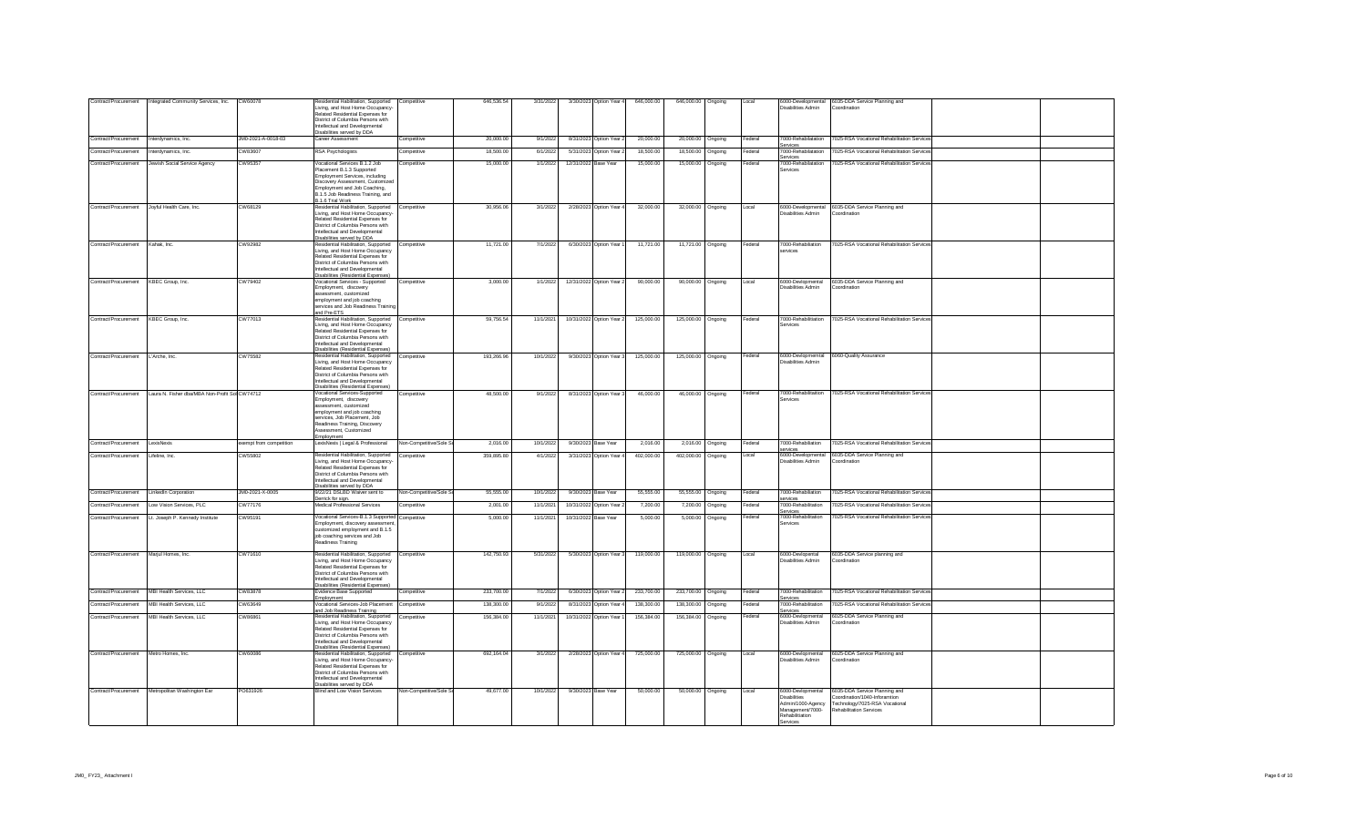| Contract/Procurement | Integrated Community Services, Inc. | CW60078 | Residential Habilitation, Supported Living, and Host Home Occupancy-Related Residential Expenses for District of Columbia Persons with Intellectual and Developmental Disabilities served by DDA | Competitive | 646,536.54 | 3/31/2022 | 3/30/2023 | Option Year 4 | 646,000.00 | 646,000.00 | Ongoing | Local | 6000-Developmental Disabilities Admin | 6035-DDA Service Planning and Coordination | | |
|---|---|---|---|---|---|---|---|---|---|---|---|---|---|---|---|---|
| Contract/Procurement | Interdynamics, Inc. | JM0-2021-A-0018-03 | Career Assessment | Competitive | 20,000.00 | 9/1/2022 | 8/31/2023 | Option Year 2 | 20,000.00 | 20,000.00 | Ongoing | Federal | 7000-Rehabilitation Services | 7025-RSA Vocational Rehabilitation Services | | |
| Contract/Procurement | Interdynamics, Inc. | CW83607 | RSA Psychologists | Competitive | 18,500.00 | 6/1/2022 | 5/31/2023 | Option Year 2 | 18,500.00 | 18,500.00 | Ongoing | Federal | 7000-Rehabilitation Services | 7025-RSA Vocational Rehabilitation Services | | |
| Contract/Procurement | Jewish Social Service Agency | CW95357 | Vocational Services B.1.2 Job Placement B.1.3 Supported Employment Services, including Discovery Assessment, Customized Employment and Job Coaching, B.1.5 Job Readiness Training, and B.1.6 Trial Work | Competitive | 15,000.00 | 1/1/2022 | 12/31/2022 | Base Year | 15,000.00 | 15,000.00 | Ongoing | Federal | 7000-Rehabilitation Services | 7025-RSA Vocational Rehabilitation Services | | |
| Contract/Procurement | Joyful Health Care, Inc. | CW68129 | Residential Habilitation, Supported Living, and Host Home Occupancy-Related Residential Expenses for District of Columbia Persons with Intellectual and Developmental Disabilities served by DDA | Competitive | 30,956.06 | 3/1/2022 | 2/28/2023 | Option Year 4 | 32,000.00 | 32,000.00 | Ongoing | Local | 6000-Developmental Disabilities Admin | 6035-DDA Service Planning and Coordination | | |
| Contract/Procurement | Kahak, Inc. | CW92982 | Residential Habilitation, Supported Living, and Host Home Occupancy Related Residential Expenses for District of Columbia Persons with Intellectual and Developmental Disabilities (Residential Expenses) | Competitive | 11,721.00 | 7/1/2022 | 6/30/2023 | Option Year 1 | 11,721.00 | 11,721.00 | Ongoing | Federal | 7000-Rehabilitation services | 7025-RSA Vocational Rehabilitation Services | | |
| Contract/Procurement | KBEC Group, Inc. | CW79402 | Vocational Services - Supported Employment, discovery assessment, customized employment and job coaching services and Job Readiness Training and Pre-ETS | Competitive | 3,000.00 | 1/1/2022 | 12/31/2022 | Option Year 2 | 90,000.00 | 90,000.00 | Ongoing | Local | 6000-Devlopmental Disabilities Admin | 6035-DDA Service Planning and Coordination | | |
| Contract/Procurement | KBEC Group, Inc. | CW77013 | Residential Habilitation, Supported Living, and Host Home Occupancy Related Residential Expenses for District of Columbia Persons with Intellectual and Developmental Disabilities (Residential Expenses) | Competitive | 59,756.54 | 11/1/2021 | 10/31/2022 | Option Year 2 | 125,000.00 | 125,000.00 | Ongoing | Federal | 7000-Rehabilitation Services | 7025-RSA Vocational Rehabilitation Services | | |
| Contract/Procurement | L'Arche, Inc. | CW75582 | Residential Habilitation, Supported Living, and Host Home Occupancy Related Residential Expenses for District of Columbia Persons with Intellectual and Developmental Disabilities (Residential Expenses) | Competitive | 193,266.96 | 10/1/2022 | 9/30/2023 | Option Year 3 | 125,000.00 | 125,000.00 | Ongoing | Federal | 6000-Developmental Disabilities Admin | 6060-Quality Assurance | | |
| Contract/Procurement | Laura N. Fisher dba/MBA Non-Profit Sol | CW74712 | Vocational Services-Supported Employment, discovery assessment, customized employment and job coaching services, Job Placement, Job Readiness Training, Discovery Assessment, Customized Employment | Competitive | 46,500.00 | 9/1/2022 | 8/31/2023 | Option Year 3 | 46,000.00 | 46,000.00 | Ongoing | Federal | 7000-Rehabilitation Services | 7025-RSA Vocational Rehabilitation Services | | |
| Contract/Procurement | LexisNexis | exempt from competition | LexisNexis | Legal & Professional | Non-Competitive/Sole S | 2,016.00 | 10/1/2022 | 9/30/2023 | Base Year | 2,016.00 | 2,016.00 | Ongoing | Federal | 7000-Rehabilitation services | 7025-RSA Vocational Rehabilitation Services | | |
| Contract/Procurement | Lifeline, Inc. | CW55802 | Residential Habilitation, Supported Living, and Host Home Occupancy-Related Residential Expenses for District of Columbia Persons with Intellectual and Developmental Disabilities served by DDA | Competitive | 359,895.60 | 4/1/2022 | 3/31/2023 | Option Year 4 | 402,000.00 | 402,000.00 | Ongoing | Local | 6000-Developmental Disabilities Admin | 6035-DDA Service Planning and Coordination | | |
| Contract/Procurement | LinkedIn Corporation | JM0-2021-X-0005 | 8/22/21 DSLBD Waiver sent to Derrick for sign. | Non-Competitive/Sole S | 55,555.00 | 10/1/2022 | 9/30/2023 | Base Year | 55,555.00 | 55,555.00 | Ongoing | Federal | 7000-Rehabilitation services | 7025-RSA Vocational Rehabilitation Services | | |
| Contract/Procurement | Low Vision Services, PLC | CW77176 | Medical Professional Services | Competitive | 2,001.00 | 11/1/2021 | 10/31/2022 | Option Year 2 | 7,200.00 | 7,200.00 | Ongoing | Federal | 7000-Rehabilitation Services | 7025-RSA Vocational Rehabilitation Services | | |
| Contract/Procurement | Lt. Joseph P. Kennedy Institute | CW95191 | Vocational Services-B.1.3 Supported Employment, discovery assessment, customized employment and B.1.5 job coaching services and Job Readiness Training | Competitive | 5,000.00 | 11/1/2021 | 10/31/2022 | Base Year | 5,000.00 | 5,000.00 | Ongoing | Federal | 7000-Rehabilitation Services | 7025-RSA Vocational Rehabilitation Services | | |
| Contract/Procurement | Marjul Homes, Inc. | CW71610 | Residential Habilitation, Supported Living, and Host Home Occupancy Related Residential Expenses for District of Columbia Persons with Intellectual and Developmental Disabilities (Residential Expenses) | Competitive | 142,750.63 | 5/31/2022 | 5/30/2023 | Option Year 3 | 119,000.00 | 119,000.00 | Ongoing | Local | 6000-Devlopental Disabilities Admin | 6035-DDA Service planning and Coordination | | |
| Contract/Procurement | MBI Health Services, LLC | CW83878 | Evidence Base Supported Employment | Competitive | 233,700.00 | 7/1/2022 | 6/30/2023 | Option Year 2 | 233,700.00 | 233,700.00 | Ongoing | Federal | 7000-Rehabilitation Services | 7025-RSA Vocational Rehabilitation Services | | |
| Contract/Procurement | MBI Health Services, LLC | CW63649 | Vocational Services-Job Placement and Job Readiness Training | Competitive | 138,300.00 | 9/1/2022 | 8/31/2023 | Option Year 4 | 138,300.00 | 138,300.00 | Ongoing | Federal | 7000-Rehabilitation Services | 7025-RSA Vocational Rehabilitation Services | | |
| Contract/Procurement | MBI Health Services, LLC | CW86861 | Residential Habilitation, Supported Living, and Host Home Occupancy Related Residential Expenses for District of Columbia Persons with Intellectual and Developmental Disabilities (Residential Expenses) | Competitive | 156,384.00 | 11/1/2021 | 10/31/2022 | Option Year 1 | 156,384.00 | 156,384.00 | Ongoing | Federal | 6000-Developmental Disabilities Admin | 6035-DDA Service Planning and Coordination | | |
| Contract/Procurement | Metro Homes, Inc. | CW60086 | Residential Habilitation, Supported Living, and Host Home Occupancy-Related Residential Expenses for District of Columbia Persons with Intellectual and Developmental Disabilities served by DDA | Competitive | 692,164.04 | 3/1/2022 | 2/28/2023 | Option Year 4 | 725,000.00 | 725,000.00 | Ongoing | Local | 6000-Developmental Disabilities Admin | 6035-DDA Service Planning and Coordination | | |
| Contract/Procurement | Metropolitan Washington Ear | PO631926 | Blind and Low Vision Services | Non-Competitive/Sole S | 49,677.00 | 10/1/2022 | 9/30/2023 | Base Year | 50,000.00 | 50,000.00 | Ongoing | Local | 6000-Developmental Disabilities Admin/1000-Agency Management/7000-Rehabilitation Services | 6035-DDA Service Planning and Coordination/1040-Information Technology/7025-RSA Vocational Rehabilitation Services | | |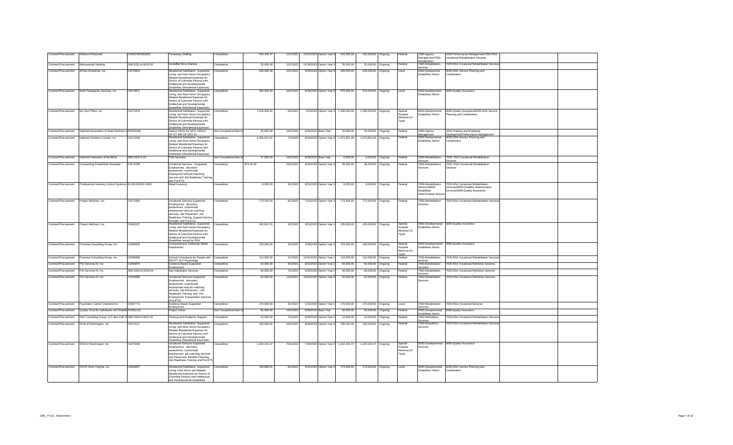| Contract/Procurement | Midtown Personnel | CW65765/M00005 | Temporary Staffing | Competitive | 545,146.47 | 11/1/2021 | 10/31/2022 | Option Year 3 | 415,000.00 | 415,000.00 | Ongoing | Federal | 1000-Agency Management/7000-Rehabilitation | 1090-Performacne Management/7025-RSA Vocational Rehabilitation Services | |
|---|---|---|---|---|---|---|---|---|---|---|---|---|---|---|---|
| Contract/Procurement | Monumental Vending | JM0-2021-A-0010-02 | Unstaffed Micro-Markets | Competitive | 25,000.00 | 12/1/2022 | 11/30/2023 | Option Year 2 | 25,000.00 | 25,000.00 | Ongoing | Federal | 7000-Rehabilitation services | 7025-RSA Vocational Rehabilitation Services | |
| Contract/Procurement | MT&G Enterprise, Inc. | CW76603 | Residential Habilitation, Supported Living, and Host Home Occupancy Related Residential Expenses for District of Columbia Persons with Intellectual and Developmental Disabilities (Residential Expenses) | Competitive | 635,585.38 | 10/1/2022 | 9/30/2023 | Option Year 3 | 549,000.00 | 549,000.00 | Ongoing | Local | 6000-Devlopmental Disabilities Admin | 6035-DDA Service Planning and Coordination | |
| Contract/Procurement | Multi-Therapeutic Services, Inc. | CW74871 | Residential Habilitation, Supported Living, and Host Home Occupancy Related Residential Expenses for District of Columbia Persons with Intellectual and Developmental Disabilities (Residential Expenses) | Competitive | 934,352.40 | 10/1/2022 | 9/30/2023 | Option Year 3 | 675,000.00 | 675,000.00 | Ongoing | Local | 6000-Developmetal Disabilities Admin | 6060-Quality Assurance | |
| Contract/Procurement | My Own Place, Inc. | CW70378 | Residential Habilitation, Supported Living, and Host Home Occupancy Related Residential Expenses for District of Columbia Persons with Intellectual and Developmental Disabilities (Residential Expenses) | Competitive | 1,319,939.45 | 6/4/2022 | 6/3/2023 | Option Year 3 | 1,300,000.00 | 1,300,000.00 | Ongoing | Special Purpose Revenue (O-Type) | 6000-Developmental Disabilities Admin | 6060-Quality Assurance/6035-DDA Service Planning and Coordination | |
| Contract/Procurement | National Association of State Directors of | PO633398 | Search PASS for NATL ASSOC OF ST DIR OF DEV DI | Non-Competitive/Sole S | 20,652.00 | 10/1/2022 | 9/30/2023 | Base Year | 25,000.00 | 25,000.00 | Ongoing | Federal | 1000-Agency Management | 1015-Training and Employee Development/Performance Management | |
| Contract/Procurement | National Children's Center, Inc. | CW72248 | Residential Habilitation, Supported Living, and Host Home Occupancy Related Residential Expenses for District of Columbia Persons with Intellectual and Developmental Disabilities (Residential Expenses) | Competitive | 2,355,927.61 | 7/1/2022 | 6/30/2023 | Option Year 3 | 1,674,852.29 | 1,674,852.29 | Ongoing | Federal | 6000-Developmental Disabilities Admin | 6035-DDA Service Planning and Coordination | |
| Contract/Procurement | National Federation of the Blind | JM0-2022-A-03 | FSB-Newsline | Non-Competitive/Sole S | 47,800.00 | 10/1/2022 | 9/30/2023 | Base Year | 6,000.00 | 6,000.00 | Ongoing | Federal | 7000-Rehabilitation Services | 7025- RSA Vocational Rehabilitation Services | |
| Contract/Procurement | Outstanding Possibilities Revealed | CW76789 | Vocational Services - Supported Employment, discovery assessment, customized employment and job coaching services and Job Readiness Training and Pre-ETS | Competitive | $74,00.00 | 10/1/2022 | 9/30/2023 | Option Year 3 | 36,000.00 | 36,000.00 | Ongoing | Federal | 7000-Rehabilitation Services | 7025- RSA Vocational Rehabilitation Services | |
| Contract/Procurement | Professional Inventory Control Systems | DCJM-2020-E-0003 | Retail Inventory | Competitive | 8,000.00 | 9/1/2022 | 8/31/2023 | Option Year 3 | 8,000.00 | 8,000.00 | Ongoing | Federal | 7000-Rehabilitation Services/8000-Disabilities Determination Division | 7025-RSA Vocational Rehabilitation Services/8055-Disability Determination Services/6060-Quality Assurance | |
| Contract/Procurement | Project ReDirect, Inc. | CW74364 | Vocational Services-Supported Employment, discovery assessment, customized employment and job coaching services, Job Placement, Job Readiness Training, Support Service Provider, and Pre-ETS | Competitive | 773,304.00 | 8/1/2022 | 7/31/2023 | Option Year 3 | 773,304.00 | 773,304.00 | Ongoing | Federal | 7000-Rehabilitation Services | 7025-RSA Vocational Rehabilitation Services | |
| Contract/Procurement | Project ReDirect, Inc. | CW60137 | Residential Habilitation, Supported Living, and Host Home Occupancy-Related Residential Expenses for District of Columbia Persons with Intellectual and Developmental Disabilities served by DDA | Competitive | 645,812.21 | 4/1/2022 | 3/31/2023 | Option Year 4 | 105,000.00 | 105,000.00 | Ongoing | Special Purpose Revenue (O-Type) | 6000-Developmental Disabilities Admin | 6060-Quality Assurance | |
| Contract/Procurement | Promesa Consulting Group, Inc. | CW80835 | Comprehensive Statewide Needs Assessment | Competitive | 120,000.00 | 3/1/2022 | 2/28/2023 | Option Year 2 | 120,000.00 | 120,000.00 | Ongoing | Special Purpose Revenue (O-Type) | 6000-Developmental Disabilities Admin | 6060-Quality Assurance | |
| Contract/Procurement | Promesa Consulting Group, Inc. | CW88396 | Clinical Consultants for People with IDD-PT SLP Psychology | Competitive | 110,000.00 | 1/1/2022 | 12/31/2022 | Option Year 1 | 110,000.00 | 110,000.00 | Ongoing | Federal | 7000-Rehabilitation services | 7025-RSA Vocational Rehabilitation Services | |
| Contract/Procurement | PSI Services III, Inc. | CW84870 | Evidence Based Supported Employment | Competitive | 64,000.00 | 9/1/2022 | 8/31/2023 | Option Year 2 | 64,000.00 | 64,000.00 | Ongoing | Federal | 7000-Rehabilitation Services | 7025-RSA Vocational Rehbition Services | |
| Contract/Procurement | PSI Services III, Inc. | JM0-2020-Q-0019-04 | Day Habilitation Services | Competitive | 60,000.00 | 7/1/2022 | 6/30/2023 | Option Year 2 | 60,000.00 | 60,000.00 | Ongoing | Federal | 7000-Rehabilitation Services | 7025-RSA Vocational Rehbition Services | |
| Contract/Procurement | PSI Services III, Inc. | CW56585 | Vocational Services-Supported Employment, discovery assessment, customized employment and job coaching services, Job Placement, Job Readiness Training, and Pre-Employment Transpiration Services (Pre-ETS) | Competitive | 52,000.00 | 11/1/2021 | 10/31/2022 | Option Year 4 | 52,000.00 | 52,000.00 | Ongoing | Federal | 7000-Rehabilitation Services | 7025-RSA Vocational Rehbition Services | |
| Contract/Procurement | Psychiatric Center Chartered Inc. | CW87771 | Evidence Based Supported Employment | Competitive | 170,000.00 | 2/1/2022 | 1/31/2023 | Option Year 1 | 170,000.00 | 170,000.00 | Ongoing | Local | 7000-Rehabilitation Services | 7025-RSA Vocational Services | |
| Contract/Procurement | Quality Trust for Individuals with Disabili | PO631123 | Project Action | Non-Competitive/Sole S | 60,000.00 | 10/1/2022 | 9/30/2023 | Base Year | 60,000.00 | 60,000.00 | Ongoing | Federal | 6000-Devlopemental Disabilities Admin | 6060-Quality Assurance | |
| Contract/Procurement | R&J Consulting Group, LLC dba Club Z | JM0-2020-A-0021-02 | Tutoring and Academic Support | Competitive | 12,000.00 | 7/1/2022 | 6/30/2023 | Option Year 1 | 12,000.00 | 12,000.00 | Ongoing | Federal | 7000-Rehabiltion Services | 7025-RSA Vocational Rehabilitation Services | |
| Contract/Procurement | RCM of Washington, Inc. | CW73127 | Residential Habilitation, Supported Living, and Host Home Occupancy Related Residential Expenses for District of Columbia Persons with Intellectual and Developmental Disabilities (Residential Expenses) | Competitive | 235,000.00 | 10/1/2022 | 9/30/2023 | Option Year 3 | 235,000.00 | 235,000.00 | Ongoing | Federal | 7000-Rehabiltion Services | 7025-RSA Vocational Rehabilitation Services | |
| Contract/Procurement | RCM of Washington, Inc. | CW79409 | Vocational Services-Supported Employment, discovery assessment, customized employment, job coaching services, Job Placement, Benefits Planning, Job Readiness Training and Pre-ETS | Competitive | 1,234,154.37 | 7/31/2022 | 7/30/2023 | Option Year 2 | 1,234,154.37 | 1,234,154.37 | Ongoing | Special Purpose Revenue (O-Type) | 6000-Developmental Services | 6060-Quality Assurance | |
| Contract/Procurement | RSCR West Virginia, Inc. | CW83837 | Residential Habilitation, Supported Living, Host Home and Related Residential Expenses for District of Columbia Persons with Intellectual and Developmental Disabilities | Competitive | 196,988.61 | 6/1/2022 | 5/31/2023 | Option Year 2 | 173,000.00 | 173,000.00 | Ongoing | Local | 6000-Devlopemental Disabilities Admin | 6035-DDA Service Planning and Coordination | |

JM0_FY23_Attachment I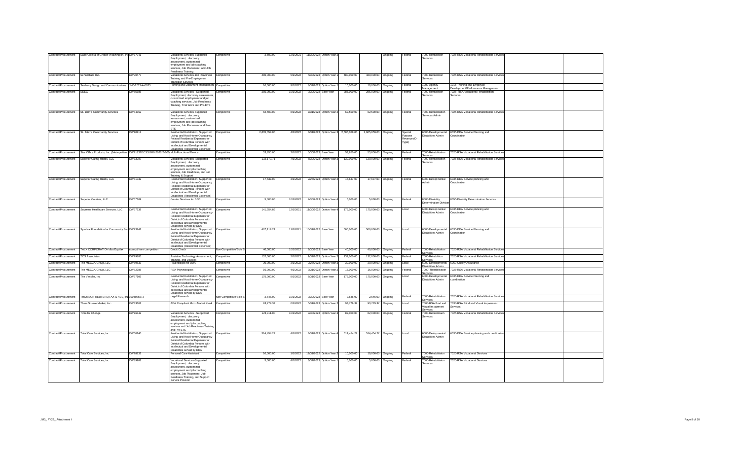| Contract/Procurement | Saint Coletta of Greater Washington, Inc. | CW77941 | Vocational Services-Supported Employment, discovery assessment, customized employment and job coaching services, Job Placement, and Job Readiness Training | Competitive | 2,500.00 | 12/1/2021 | 11/30/2022 | Option Year 2 | - | - | Ongoing | Federal | 7000-Rehabilition Services | 7025-RSA Vocational Rehabilitation Services | | |
|---|---|---|---|---|---|---|---|---|---|---|---|---|---|---|---|---|
| Contract/Procurement | SchoolTalk, Inc. | CW90477 | Vocational Services-Job Readiness Training and Pre-Employment Transition Services | Competitive | 480,000.00 | 5/1/2022 | 4/30/2023 | Option Year 1 | 480,000.00 | 480,000.00 | Ongoing | Federal | 7000-Rehabilition Services | 7025-RSA Vocational Rehabilitation Services | | |
| Contract/Procurement | Seaberry Design and Communications | JM0-2021-A-0025 | Printing and Document Management | Competitive | 10,000.00 | 9/1/2022 | 8/31/2023 | Option Year 1 | 10,000.00 | 10,000.00 | Ongoing | Federal | 1000-Agency Management | 1015-Training and Employee Development/Performance Management | | |
| Contract/Procurement | SEEC | CW55685 | Vocational Services - Supported Employment, discovery assessment, customized employment and job coaching services, Job Readiness Training, Trial Work and Pre-ETS | Competitive | 285,000.00 | 10/1/2022 | 9/30/2023 | Base Year | 285,000.00 | 285,000.00 | Ongoing | Federal | 7000-Rehabilition Services | 7025- RSA Vocational Rehabilitation Services | | |
| Contract/Procurement | St. John's Community Services | CW84362 | Vocational Services-Supported Employment, discovery assessment, customized employment and job coaching services, Job Placement and Pre-ETS | Competitive | 62,500.00 | 8/1/2022 | 7/31/2023 | Option Year 2 | 62,500.00 | 62,500.00 | Ongoing | Federal | 7000-Rehabilitation Services Admin | 7025-RSA Vocational Rehabilitation Services | | |
| Contract/Procurement | St. John's Community Services | CW70212 | Residential Habilitation, Supported Living, and Host Home Occupancy Related Residential Expenses for District of Columbia Persons with Intellectual and Developmental Disabilities (Residential Expenses) | Competitive | 2,605,059.00 | 4/1/2022 | 3/31/2023 | Option Year 3 | 2,605,059.00 | 2,605,059.00 | Ongoing | Special Purpose Revenue (O-Type) | 6000-Developmental Disabilities Admin | 6035-DDA Service Planning and Coordination | | |
| Contract/Procurement | Star Office Products, Inc. (Metropolitan | CW71837DCSS/JM0-2022-T-000 | Multi-Functional Device | Competitive | 53,850.00 | 7/1/2022 | 6/30/2023 | Base Year | 53,850.00 | 53,850.00 | Ongoing | Federal | 7000-Rehabilitation Services | 7025-RSA Vocational Rehabilitation Services | | |
| Contract/Procurement | Superior Caring Hands, LLC | CW73087 | Vocational Services- Supported Employment, discovery assessment, customized employment and job coaching services, Job Readiness, and Job Training & Support | Competitive | 132,176.71 | 7/1/2022 | 6/30/2023 | Option Year 3 | 130,000.00 | 130,000.00 | Ongoing | Federal | 7000-Rehabilitation Services | 7025-RSA Vocational Rehabilitation Services | | |
| Contract/Procurement | Superior Caring Hands, LLC | CW81032 | Residential Habilitation, Supported Living, and Host Home Occupancy Related Residential Expenses for District of Columbia Persons with Intellectual and Developmental Disabilities (Residential Expenses) | Competitive | 17,637.00 | 3/1/2022 | 2/28/2023 | Option Year 2 | 17,637.00 | 17,637.00 | Ongoing | Federal | 6000-Devlopmental Admin | 6035-DDA Service planning and Coordination | | |
| Contract/Procurement | Superior Couriers, LLC | CW57309 | Courier Services for DDD | Competitive | 5,000.00 | 10/1/2022 | 9/30/2023 | Option Year 4 | 5,000.00 | 5,000.00 | Ongoing | Federal | 8000-Disability Determination Division | 8055-Disabilty Determination Services | | |
| Contract/Procurement | Supreme Healthcare Services, LLC | CW57239 | Residential Habilitation, Supported Living, and Host Home Occupancy-Related Residential Expenses for District of Columbia Persons with Intellectual and Developmental Disabilities served by DDA | Competitive | 141,554.86 | 12/1/2021 | 11/30/2022 | Option Year 4 | 175,000.00 | 175,000.00 | Ongoing | Local | 6000-Developmental Disabilities Admin | 6035-DDA Service planning and Coordination | | |
| Contract/Procurement | Symbral Foundation for Community Ser | CW93741 | Residential Habilitation, Supported Living, and Host Home Occupancy Related Residential Expenses for District of Columbia Persons with Intellectual and Developmental Disabilities (Residential Expenses) | Competitive | 467,119.24 | 11/1/2021 | 10/31/2022 | Base Year | 500,000.00 | 500,000.00 | Ongoing | Local | 6000-Developmental Disabilities Admin | 6035-DDA Service Planning and Coordination | | |
| Contract/Procurement | TALX CORPORATION dba Equifax | exempt from competition | Credit Check | Non-Competitive/Sole S | 40,000.00 | 10/1/2022 | 9/30/2023 | Base Year | 40,000.00 | 40,000.00 | Ongoing | Federal | 7000-Rehabilitation Services | 7025-RSA Vocational Rehabilitation Services | | |
| Contract/Procurement | TCS Associates | CW79885 | Assistive Technology Assessment, Training, and Devices | Competitive | 132,000.00 | 2/1/2022 | 1/31/2023 | Option Year 2 | 132,000.00 | 132,000.00 | Ongoing | Federal | 7000-Rehabiliton Services | 7025-RSA Vocational Rehabilitation Services | | |
| Contract/Procurement | The MECCA Group, LLC | CW69833 | Psychologist for DDA | Competitive | 30,000.00 | 3/1/2022 | 2/28/2023 | Option Year 3 | 30,000.00 | 30,000.00 | Ongoing | Local | 6000-Developmental Disabilities Admin | 6060-Quality Assurance | | |
| Contract/Procurement | The MECCA Group, LLC | CW82288 | RSA Psychologists | Competitive | 16,000.00 | 4/1/2022 | 3/31/2023 | Option Year 2 | 16,000.00 | 16,000.00 | Ongoing | Federal | 7000- Rehabilitation Services | 7025-RSA Vocational Rehabilitation Services | | |
| Contract/Procurement | The VanMar, Inc. | CW57105 | Residential Habilitation, Supported Living, and Host Home Occupancy-Related Residential Expenses for District of Columbia Persons with Intellectual and Developmental Disabilities served by DDA | Competitive | 175,000.00 | 8/1/2022 | 7/31/2023 | Base Year | 175,000.00 | 175,000.00 | Ongoing | Local | 6000-Developmental Disabilities Admin | 6035-DDA Service Planning and coordination | | |
| Contract/Procurement | THOMSON REUTERS(TAX & ACC) IN | 1004026573 | Legal Research | Non-Competitive/Sole S | 2,646.00 | 10/1/2022 | 9/30/2023 | Base Year | 2,646.00 | 2,646.00 | Ongoing | Federal | 7000-Rehabilitation Services | 7025-RSA Vocational Rehabilitation Services | | |
| Contract/Procurement | Three Square Market, Inc. | CW83601 | ADA Compliant Micro Market Kiosk | Competitive | 93,779.37 | 6/1/2022 | 5/31/2023 | Option Year 2 | 93,779.37 | 93,779.37 | Ongoing | Local | 7000-RSA Blind and Visual Impairment Services | 7030-RSA Blind and Visual Impairment Services | | |
| Contract/Procurement | Time for Change | CW76342 | Vocational Services - Supported Employment, discovery assessment, customized employment and job coaching services and Job Readiness Training and Pre-ETS | Competitive | 178,911.00 | 10/1/2022 | 9/30/2023 | Option Year 3 | 82,000.00 | 82,000.00 | Ongoing | Federal | 7000-Rehabilitaion Services | 7025-RSA Vocational Rehabilitation Services | | |
| Contract/Procurement | Total Care Services, Inc | CW60140 | Residential Habilitation, Supported Living, and Host Home Occupancy-Related Residential Expenses for District of Columbia Persons with Intellectual and Developmental Disabilities served by DDA | Competitive | 514,454.27 | 4/1/2022 | 3/31/2023 | Option Year 4 | 514,454.27 | 514,454.27 | Ongoing | Local | 6000-Developmental Disabilities Admin | 6035-DDA Service planning and coordination | | |
| Contract/Procurement | Total Care Services, Inc | CW78831 | Personal Care Assistant | Competitive | 10,000.00 | 1/1/2022 | 12/31/2022 | Option Year 2 | 10,000.00 | 10,000.00 | Ongoing | Federal | 7000-Rehabilitaion Services | 7025-RSA Vocational Services | | |
| Contract/Procurement | Total Care Services, Inc | CW89908 | Vocational Services-Supported Employment, discovery assessment, customized employment and job coaching services, Job Placement, Job Readiness Training, and Support Service Provider | Competitive | 5,000.00 | 4/1/2022 | 3/31/2023 | Option Year 1 | 5,000.00 | 5,000.00 | Ongoing | Federal | 7000-Rehabilitaion Services | 7025-RSA Vocational Services | | |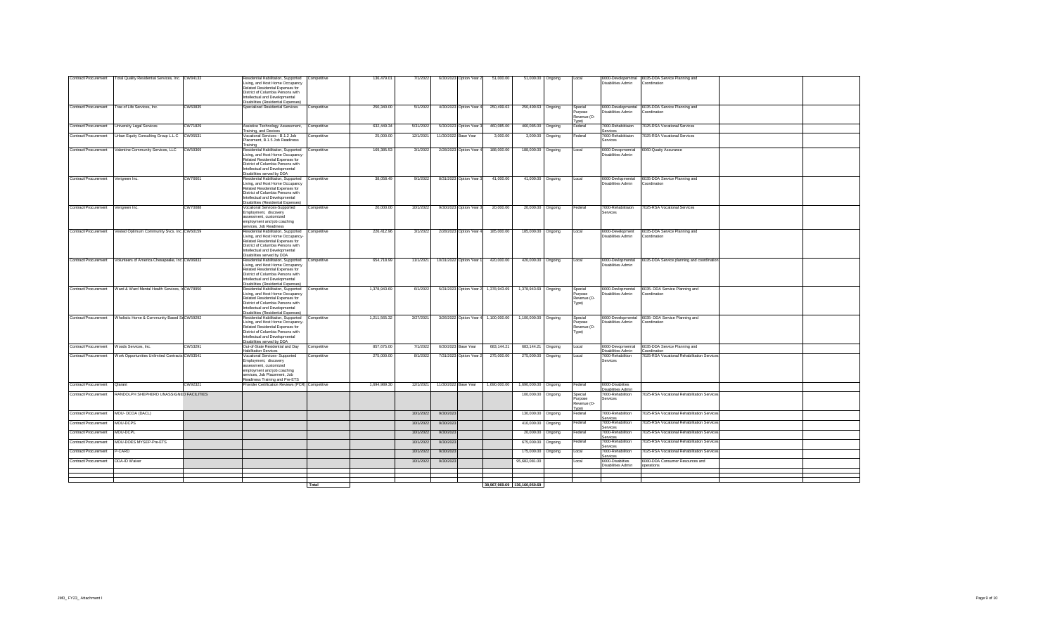| | | | | | | | | | | | | | | | | |
|---|---|---|---|---|---|---|---|---|---|---|---|---|---|---|---|---|
| Contract/Procurement | Total Quality Residential Services, Inc. | CW84133 | Residential Habilitation, Supported Living, and Host Home Occupancy Related Residential Expenses for District of Columbia Persons with Intellectual and Developmental Disabilities (Residential Expenses) | Competitive | 136,478.01 | 7/1/2022 | 6/30/2023 | Option Year 2 | 51,000.00 | 51,000.00 | Ongoing | Local | 6000-Developmental Disabilities Admin | 6035-DDA Service Planning and Coordination | | |
| Contract/Procurement | Tree of Life Services, Inc. | CW60835 | Specialized Residential Services | Competitive | 250,340.00 | 5/1/2022 | 4/30/2023 | Option Year 4 | 250,499.63 | 250,499.63 | Ongoing | Special Purpose Revenue (O-Type) | 6000-Developmental Disabilities Admin | 6035-DDA Service Planning and Coordination | | |
| Contract/Procurement | University Legal Services | CW71829 | Assistive Technology Assessment, Training, and Devices | Competitive | 632,448.34 | 5/31/2022 | 5/30/2023 | Option Year 3 | 460,085.00 | 460,085.00 | Ongoing | Federal | 7000-Rehabilitation Services | 7025-RSA Vocational Services | | |
| Contract/Procurement | Urban Equity Consulting Group L.L.C | CW95531 | Vocational Services - B.1.2 Job Placement, B.1.5 Job Readiness Training | Competitive | 25,000.00 | 12/1/2021 | 11/30/2022 | Base Year | 3,000.00 | 3,000.00 | Ongoing | Federal | 7000-Rehabilitation Services | 7025-RSA Vocational Services | | |
| Contract/Procurement | Valentine Community Services, LLC | CW59369 | Residential Habilitation, Supported Living, and Host Home Occupancy-Related Residential Expenses for District of Columbia Persons with Intellectual and Developmental Disabilities served by DDA | Competitive | 169,385.53 | 3/1/2022 | 2/28/2023 | Option Year 4 | 188,000.00 | 188,000.00 | Ongoing | Local | 6000-Developmental Disabilities Admin | 6060-Quality Assurance | | |
| Contract/Procurement | Vergreen Inc. | CW76601 | Residential Habilitation, Supported Living, and Host Home Occupancy Related Residential Expenses for District of Columbia Persons with Intellectual and Developmental Disabilities (Residential Expenses) | Competitive | 38,058.49 | 9/1/2022 | 8/31/2023 | Option Year 3 | 41,000.00 | 41,000.00 | Ongoing | Local | 6000-Developmental Disabilities Admin | 6035-DDA Service Planning and Coordination | | |
| Contract/Procurement | Vergreen Inc. | CW70088 | Vocational Services-Supported Employment, discovery assessment, customized employment and job coaching services, Job Readiness | Competitive | 20,000.00 | 10/1/2022 | 9/30/2023 | Option Year 3 | 20,000.00 | 20,000.00 | Ongoing | Federal | 7000-Rehabilitation Services | 7025-RSA Vocational Services | | |
| Contract/Procurement | Vested Optimum Community Svcs. Inc. | CW60159 | Residential Habilitation, Supported Living, and Host Home Occupancy-Related Residential Expenses for District of Columbia Persons with Intellectual and Developmental Disabilities served by DDA | Competitive | 226,412.96 | 3/1/2022 | 2/28/2023 | Option Year 4 | 185,000.00 | 185,000.00 | Ongoing | Local | 6000-Development Disabilities Admin | 6035-DDA Service Planning and Coordination | | |
| Contract/Procurement | Volunteers of America Chesapeake, Inc. | CW89833 | Residential Habilitation, Supported Living, and Host Home Occupancy Related Residential Expenses for District of Columbia Persons with Intellectual and Developmental Disabilities (Residential Expenses) | Competitive | 654,718.99 | 11/1/2021 | 10/31/2022 | Option Year 1 | 420,000.00 | 420,000.00 | Ongoing | Local | 6000-Developmental Disabilities Admin | 6035-DDA Service planning and coordination | | |
| Contract/Procurement | Ward & Ward Mental Health Services, I | CW78950 | Residential Habilitation, Supported Living, and Host Home Occupancy Related Residential Expenses for District of Columbia Persons with Intellectual and Developmental Disabilities (Residential Expenses) | Competitive | 1,378,943.69 | 6/1/2022 | 5/31/2023 | Option Year 2 | 1,378,943.69 | 1,378,943.69 | Ongoing | Special Purpose Revenue (O-Type) | 6000-Developmental Disabilities Admin | 6035- DDA Service Planning and Coordination | | |
| Contract/Procurement | Wholistic Home & Community Based S | CW59292 | Residential Habilitation, Supported Living, and Host Home Occupancy-Related Residential Expenses for District of Columbia Persons with Intellectual and Developmental Disabilities served by DDA | Competitive | 1,211,565.32 | 3/27/2021 | 3/26/2022 | Option Year 4 | 1,100,000.00 | 1,100,000.00 | Ongoing | Special Purpose Revenue (O-Type) | 6000-Developmental Disabilities Admin | 6035- DDA Service Planning and Coordination | | |
| Contract/Procurement | Woods Services, Inc. | CW53291 | Out-of-State Residential and Day Habilitation Services | Competitive | 857,675.00 | 7/1/2022 | 6/30/2023 | Base Year | 683,144.21 | 683,144.21 | Ongoing | Local | 6000-Developmental Disabilities Admin | 6035-DDA Service Planning and Coordination | | |
| Contract/Procurement | Work Opportunities Unlimited Contracts | CW83541 | Vocational Services- Supported Employment, discovery assessment, customized employment and job coaching services, Job Placement, Job Readiness Training and Pre-ETS | Competitive | 275,000.00 | 8/1/2022 | 7/31/2023 | Option Year 2 | 275,000.00 | 275,000.00 | Ongoing | Local | 7000-Rehabilitation Services | 7025-RSA Vocational Rehabilitation Services | | |
| Contract/Procurement | Qlarant | CW92321 | Provider Certification Reviews (PCR) | Competitive | 1,694,989.30 | 12/1/2021 | 11/30/2022 | Base Year | 1,690,000.00 | 1,690,000.00 | Ongoing | Federal | 6000-Disabilities Disabilities Admin | | | |
| Contract/Procurement | RANDOLPH SHEPHERD UNASSIGNED FACILITIES | | | | | | | | | 100,000.00 | Ongoing | Special Purpose Revenue (O-Type) | 7000-Rehabilitation Services | 7025-RSA Vocational Rehabilitation Services | | |
| Contract/Procurement | MOU- DCOA (DACL) | | | | | 10/1/2022 | 9/30/2023 | | | 130,000.00 | Ongoing | Federal | 7000-Rehabilitation Services | 7025-RSA Vocational Rehabilitation Services | | |
| Contract/Procurement | MOU-DCPS | | | | | 10/1/2022 | 9/30/2023 | | | 410,000.00 | Ongoing | Federal | 7000-Rehabilitation Services | 7025-RSA Vocational Rehabilitation Services | | |
| Contract/Procurement | MOU-DCPL | | | | | 10/1/2022 | 9/30/2023 | | | 20,000.00 | Ongoing | Federal | 7000-Rehabilitation Services | 7025-RSA Vocational Rehabilitation Services | | |
| Contract/Procurement | MOU-DOES MYSEP-Pre-ETS | | | | | 10/1/2022 | 9/30/2023 | | | 675,000.00 | Ongoing | Federal | 7000-Rehabilitation Services | 7025-RSA Vocational Rehabilitation Services | | |
| Contract/Procurement | P-CARD | | | | | 10/1/2022 | 9/30/2023 | | | 175,000.00 | Ongoing | Local | 7000-Rehabilitation Services | 7025-RSA Vocational Rehabilitation Services | | |
| Contract/Procurement | DDA-ID Waiver | | | | | 10/1/2022 | 9/30/2023 | | | 95,682,061.00 | | Local | 6000-Disabilities Disabilities Admin | 6080-DDA Consumer Resources and operations | | |
| | | | | | | | | | | | | | | | | |
| | | | | Total | | | | | 38,967,969.69 | 136,160,050.69 | | | | | | |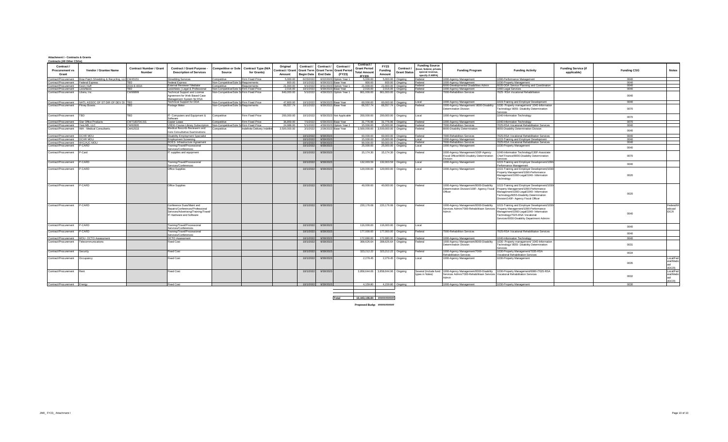**Attachment I - Contracts & Grants**
**Contracts (All Other CSGs)**

| Contract / Procurement vs Grant | Vendor / Grantee Name | Contract Number / Grant Number | Contract / Grant Purpose - Description of Services | Competitive or Sole Source | Contract Type (N/A for Grants) | Original Contract / Grant Amount | Contract / Grant Term Begin Date | Contract / Grant Term End Date | Contract / Grant Period (FY23) | Contract / Grant Period Total Amount (FY23) | FY23 Funding Amount | Contract / Grant Status | Funding Source (local, federal, private, special revenue, specify if ARPA) | Funding Program | Funding Activity | Funding Service (if applicable) | Funding CSG | Notes |
|---|---|---|---|---|---|---|---|---|---|---|---|---|---|---|---|---|---|---|
| Contract/Procurement | Briar Patch Shredding & Recycling, LLC | CW45151 | Shredding Services | Competitive | Firm Fixed Price | 5,000.00 | 6/23/2022 | 6/22/2023 | Option Year 1 | 5,000.00 | 5,000.00 | Ongoing | Federal | 1000-Agency Management | 1090-Performance Management | | 0040 | |
| Contract/Procurement | Federal Express | TBD | Federal Express | Non-Competitive/Sole Source | Requirements | 800.00 | 10/1/2022 | 9/30/2023 | Base Year | 800.00 | 800.00 | Ongoing | Federal | 1000-Agency Management | 1030-Property Management | | 0040 | |
| Contract/Procurement | Kevin Huff | 2019-E-0016 | External Reviewer/ Mediator | Competitive | Requirements | 21,000.00 | 9/1/2022 | 8/31/2023 | Option Year 1 | 21,000.00 | 21,000.00 | Ongoing | Federal | 6000-Developmental Disabilities Admin | 6035-DDA Service Planning and Coordination | | 0040 | |
| Contract/Procurement | LexisNexis | TBD | LexisNexis - Legal & Professional | Non-Competitive/Sole Source | Firm Fixed Price | 2,016.00 | 10/1/2022 | 9/30/2023 | Base Year | 2,016.00 | 2,016.00 | Ongoing | Federal | 1000-Agency Management | 1060-Legal Services | | 0040 | |
| Contract/Procurement | Libera, Inc. | CW89899 | Technical Support and License Agreement for Web Based Case Management System for RSA | Non-Competitive/Sole Source | Firm Fixed Price | 840,000.00 | 5/1/2022 | 4/30/2023 | Option Year 1 | 861,000.00 | 861,000.00 | Ongoing | Federal | 7000-Rehabilitation Services | 7025- RSA Vocational Rehabilitation | | 0040 | |
| Contract/Procurement | NATL ASSOC OF ST DIR OF DEV DI | TBD | Technical Support for DDA | Non-Competitive/Sole Source | Firm Fixed Price | 47,800.00 | 10/1/2022 | 9/30/2023 | Base Year | 60,000.00 | 60,000.00 | Ongoing | Local | 1000-Agency Management | 1015-Training and Employee Development | | 0040 | |
| Contract/Procurement | Pitney Bowes | TBD | Postage Meter | Non-Competitive/Sole Source | Requirements | 66,557.74 | 10/1/2022 | 9/30/2022 | Base Year | 66,557.74 | 66,557.74 | Ongoing | Federal | 1000-Agency Management/ 8000-Disability Determination Division | 1030- Property management/ 1040-Information Technology/ 8055- Disability Determination Services | | 0070 | |
| Contract/Procurement | TBD | TBD | IT - Computers and Equipment & Software | Competitive | Firm Fixed Price | 200,000.00 | 10/1/2022 | 9/30/2023 | Not Applicable | 200,000.00 | 200,000.00 | Ongoing | Local | 1000-Agency Management | 1040-Information Technology | | 0070 | |
| Contract/Procurement | Star Office Products | CW71837DCSS | Copier Lease | Competitive | Firm Fixed Price | 36,859.00 | 7/1/2022 | 6/30/2023 | Base Year | 31,776.96 | 31,776.96 | Ongoing | Federal | 1000-Agency Management | 1040-Information Technology | | 0070 | |
| Contract/Procurement | YesLMS, LLC | CW82820 | VRDG Course Library Subscription | Non-Competitive/Sole Source | Firm Fixed Price | 24,988.00 | 5/1/2022 | 4/30/2023 | Option Year 2 | 15,000.00 | 15,000.00 | Ongoing | Federal | 7000-Rehabilitation Services | 7025-RSA Vocational Rehabilitation Services | | 0040 | |
| Contract/Procurement | IMA - Medical Consultants | CW62533 | Medical Records Reviewers and Core Consultative Examinations | Competitive | Indefinite Delivery Indefinite | 3,500,000.00 | 3/1/2022 | 2/28/2023 | Base Year | 3,500,000.00 | 3,500,000.00 | Ongoing | Federal | 8000-Disability Determination | 8055-Disability Determination Division | | 0040 | |
| Contract/Procurement | DCHR MOU | | Disability Employment Specialist | | | | 10/1/2022 | 9/30/2023 | | 60,000.00 | 60,000.00 | Ongoing | Federal | 7000-Rehabilitation Services | 7025-RSA Vocational Rehabilitation Services | | 0040 | |
| Contract/Procurement | DCHR MOU | | Employment Screening | | | | 10/1/2022 | 9/30/2023 | | 15,000.00 | 15,000.00 | Ongoing | Local | 1000-Agency Management | 1015-Training and Employee Development | | 0040 | |
| Contract/Procurement | WIC/UIC-MOU | | DOES- Infrastructure Agreement | | | | 10/1/2022 | 9/30/2023 | | 90,000.00 | 90,000.00 | Ongoing | Federal | 7000-Rehabilitation Services | 7025-RSA Vocational Rehabilitation Services | | 0040 | |
| Contract/Procurement | P-CARD | | Training/Travel/Processional Services/Conferences | | | | 10/1/2022 | 9/30/2023 | | 25,000.00 | 25,000.00 | Ongoing | Local | 1000-Agency Management | 1030-Property Management | | 0040 | |
| Contract/Procurement | P-Card | | IT supplies and equipment | | | | 10/1/2022 | 9/30/2023 | | 15,174.30 | 15,174.30 | Ongoing | Federal | 1000-Agency Management/100F-Agency Fiscal Officer/8000-Disability Determination Division | 1040-Information Technology/130F-Associate Chief Finance/8000-Disability Determination Services | | 0070 | |
| Contract/Procurement | P-CARD | | Training/Travel/Processional Services/Conferences | | | | 10/1/2022 | 9/30/2023 | | 132,003.59 | 132,003.59 | Ongoing | Local | 1000-Agency Management | 1015-Training and Employee Development/1090-Performance Management | | 0040 | |
| Contract/Procurement | P-CARD | | Office Supplies | | | | 10/1/2022 | 9/30/2023 | | 120,000.00 | 120,000.00 | Ongoing | Local | 1000-Agency Management | 1015-Training and Employee Development/1030-Property Management/1090-Performance Management/1060-Legal/1040- Information Technology | | 0020 | |
| Contract/Procurement | P-CARD | | Office Supplies | | | | 10/1/2022 | 9/30/2023 | | 40,000.00 | 40,000.00 | Ongoing | Federal | 1000-Agency Management/8000-Disability Determination Division/100F- Agency Fiscal Officer | 1015-Training and Employee Development/1030-Property Management/1090-Performance Management/1060-Legal/1040- Information Technology/8055-Disability Determination Division/140F- Agency Fiscal Officer | | 0020 | |
| Contract/Procurement | P-CARD | | Conference Dues/Maint and Repairs/Conferences/Professional Services/Advertising/Training/Travel/ IT Hardware and Software | | | | 10/1/2022 | 9/30/2023 | | 220,176.08 | 220,176.08 | Ongoing | Federal | 1000-Agency Management/8000-Disability Services Admin/7000-Rehabilitation Services Admin | 1015-Training and Employee Development/1030-Property Management/1090-Performance Management/1060-Legal/1040- Information Technology/7025-RSA Vocational Services/8000-Disability Department Admimn | | 0040 | Federal/Medicaid IDCR |
| Contract/Procurement | P-CARD | | Training/Travel/Processional Services/Conferences | | | | 10/1/2022 | 9/30/2023 | | 116,000.00 | 116,000.00 | Ongoing | Local | | | | 0040 | |
| Contract/Procurement | P-CARD | | Training/Travel/Processional Services/Conferences | | | | 10/1/2022 | 9/30/2023 | | 177,000.00 | 177,000.00 | Ongoing | Federal | 7000-Rehabilitation Services | 7025-RSA Vocational Rehabilitation Services | | 0040 | |
| Contract/Procurement | MOU- OCTO Assessment | | OCTO Assessment | | | | 10/1/2022 | 9/30/2023 | | 172,680.00 | 172,680.00 | Ongoing | Federal | 1000-Agency Management | 1040-Information Technology | | 0040 | |
| Contract/Procurement | Telecommunications | | Fixed Cost | | | | 10/1/2022 | 9/30/2023 | | 306,626.64 | 306,626.64 | Ongoing | Federal | 1000-Agency Management/8000-Disability Determination Division | 1030- Property management/ 1040-Information Technology/ 8055- Disability Determination Services | | 0031 | |
| Contract/Procurement | Security | | Fixed Cost | | | | 10/1/2022 | 9/30/2023 | | 323,212.22 | 323,212.22 | Ongoing | Federal | 1000-Agency Management/7000-Rehabilitation Services | 1030-Property Management/7035-RSA Vocational Rehabilitation Services | | 0034 | |
| Contract/Procurement | Occupancy | | Fixed Cost | | | | 10/1/2022 | 9/30/2023 | | 2,279.45 | 2,279.45 | Ongoing | Local | 1000-Agency Management | 1030-Property Management | | 0035 | Local/Federal/Medicaid (IDCR) |
| Contract/Procurement | Rent | | Fixed Cost | | | | 10/1/2022 | 9/30/2023 | | 3,858,644.06 | 3,858,644.06 | Ongoing | Several (include fund types in Notes) | 1000-Agency Management/8000-Disability Services Admin/7000-Rehabilitation Services Admin | 1030-Property Management/6080-/7025-RSA Vocational Rehabilitation Services | | 0032 | Local/Federal/Medicaid (IDCR) |
| Contract/Procurement | Energy | | Fixed Cost | | | | 10/1/2022 | 9/30/2023 | | 4,159.80 | 4,159.80 | Ongoing | | 1000-Agency Management | 1030-Property Management | | 0030 | |
| | | | | | | | | | **Total** | 10,443,106.84 | ########## | | | | | | | |
| | | | | | | | | | **Proposed Budget** | | ########## | | | | | | | |